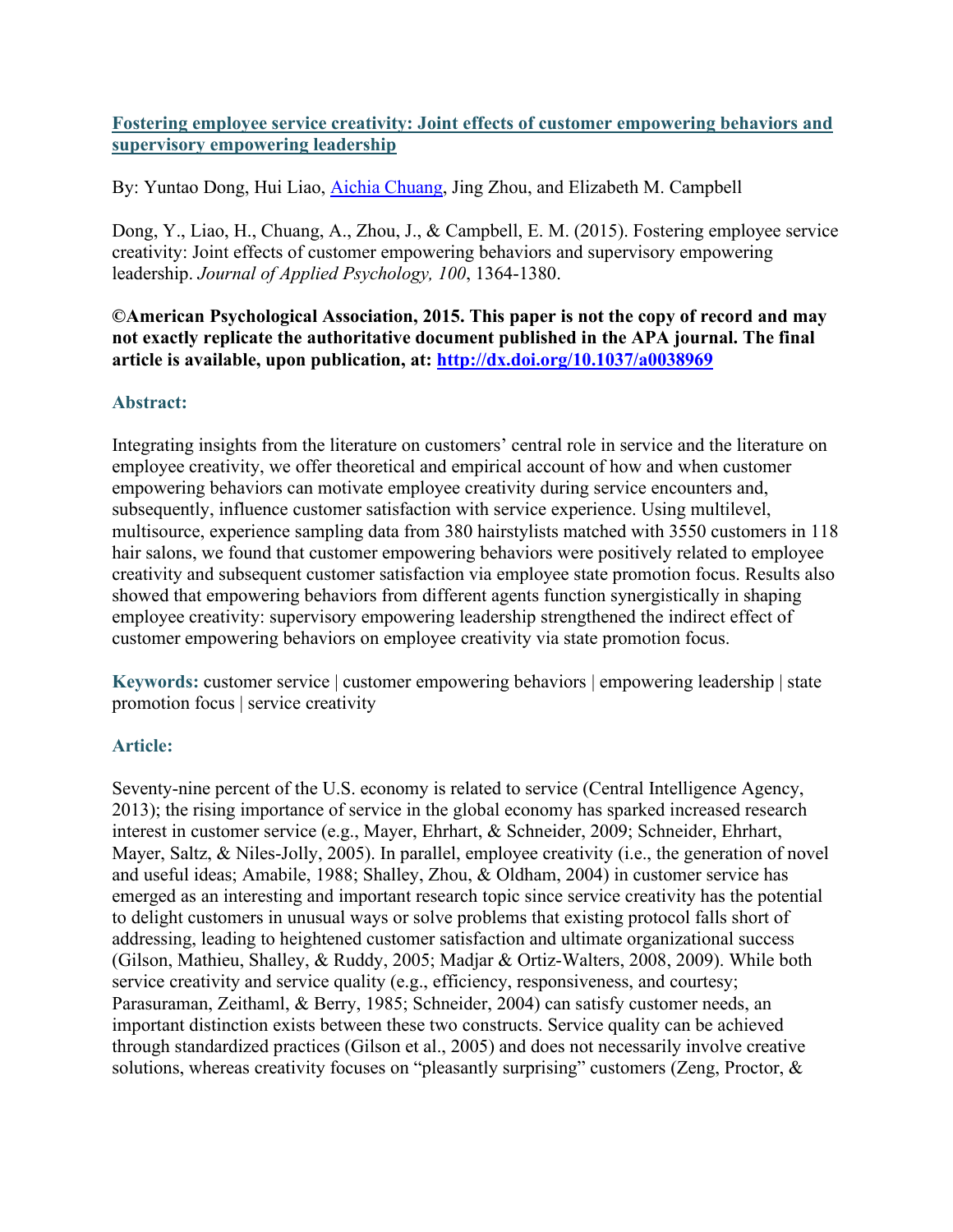**[Fostering employee service creativity: Joint effects of customer empowering behaviors and supervisory empowering leadership](#)**

By: Yuntao Dong, Hui Liao, [Aichia Chuang](#), Jing Zhou, and Elizabeth M. Campbell

Dong, Y., Liao, H., Chuang, A., Zhou, J., & Campbell, E. M. (2015). Fostering employee service creativity: Joint effects of customer empowering behaviors and supervisory empowering leadership. *Journal of Applied Psychology, 100*, 1364-1380.

**©American Psychological Association, 2015. This paper is not the copy of record and may not exactly replicate the authoritative document published in the APA journal. The final article is available, upon publication, at: [http://dx.doi.org/10.1037/a0038969](http://dx.doi.org/10.1037/a0038969)**

## Abstract:

Integrating insights from the literature on customers' central role in service and the literature on employee creativity, we offer theoretical and empirical account of how and when customer empowering behaviors can motivate employee creativity during service encounters and, subsequently, influence customer satisfaction with service experience. Using multilevel, multisource, experience sampling data from 380 hairstylists matched with 3550 customers in 118 hair salons, we found that customer empowering behaviors were positively related to employee creativity and subsequent customer satisfaction via employee state promotion focus. Results also showed that empowering behaviors from different agents function synergistically in shaping employee creativity: supervisory empowering leadership strengthened the indirect effect of customer empowering behaviors on employee creativity via state promotion focus.

**Keywords:** customer service | customer empowering behaviors | empowering leadership | state promotion focus | service creativity

## Article:

Seventy-nine percent of the U.S. economy is related to service (Central Intelligence Agency, 2013); the rising importance of service in the global economy has sparked increased research interest in customer service (e.g., Mayer, Ehrhart, & Schneider, 2009; Schneider, Ehrhart, Mayer, Saltz, & Niles-Jolly, 2005). In parallel, employee creativity (i.e., the generation of novel and useful ideas; Amabile, 1988; Shalley, Zhou, & Oldham, 2004) in customer service has emerged as an interesting and important research topic since service creativity has the potential to delight customers in unusual ways or solve problems that existing protocol falls short of addressing, leading to heightened customer satisfaction and ultimate organizational success (Gilson, Mathieu, Shalley, & Ruddy, 2005; Madjar & Ortiz-Walters, 2008, 2009). While both service creativity and service quality (e.g., efficiency, responsiveness, and courtesy; Parasuraman, Zeithaml, & Berry, 1985; Schneider, 2004) can satisfy customer needs, an important distinction exists between these two constructs. Service quality can be achieved through standardized practices (Gilson et al., 2005) and does not necessarily involve creative solutions, whereas creativity focuses on "pleasantly surprising" customers (Zeng, Proctor, &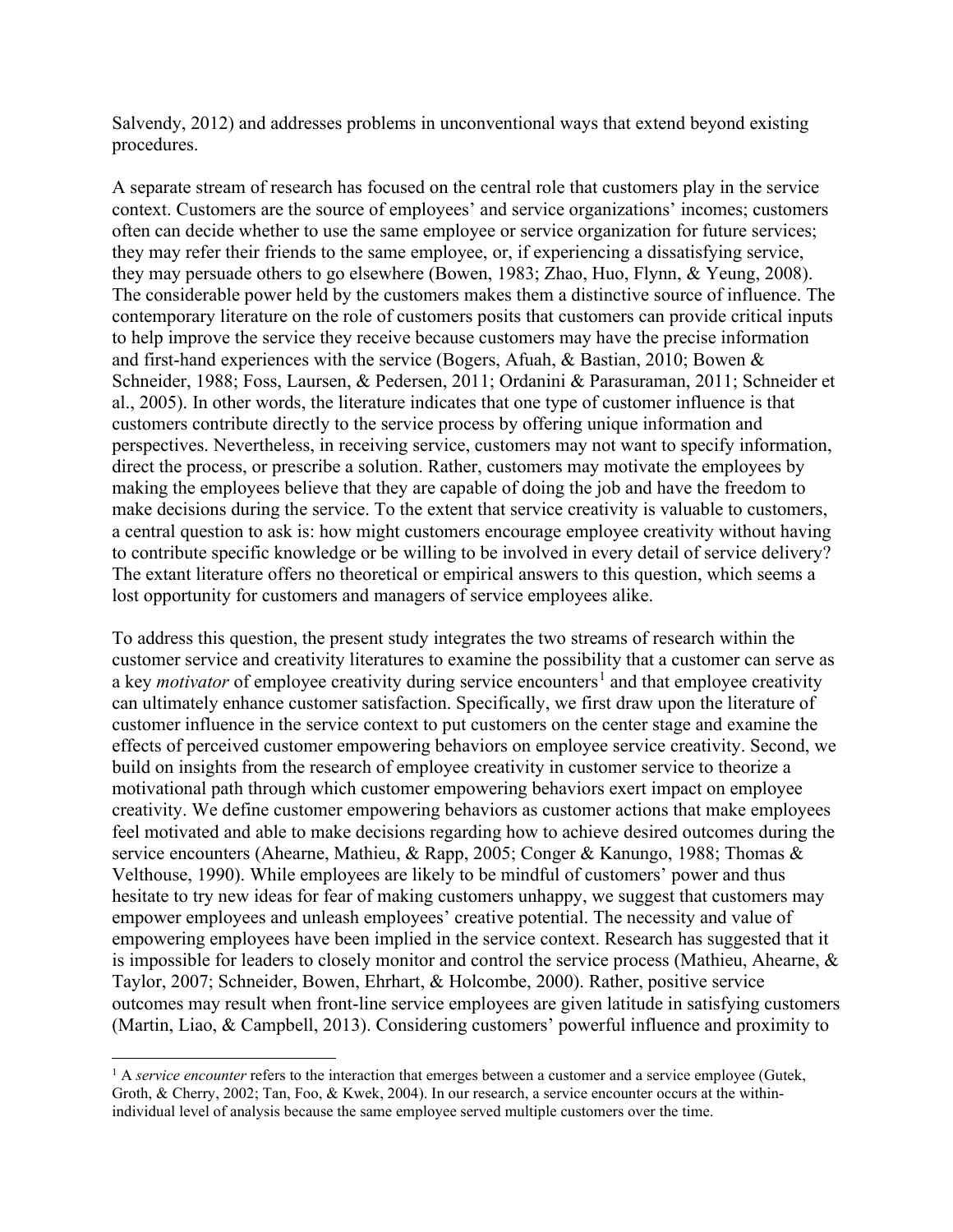Salvendy, 2012) and addresses problems in unconventional ways that extend beyond existing procedures.

A separate stream of research has focused on the central role that customers play in the service context. Customers are the source of employees' and service organizations' incomes; customers often can decide whether to use the same employee or service organization for future services; they may refer their friends to the same employee, or, if experiencing a dissatisfying service, they may persuade others to go elsewhere (Bowen, 1983; Zhao, Huo, Flynn, & Yeung, 2008). The considerable power held by the customers makes them a distinctive source of influence. The contemporary literature on the role of customers posits that customers can provide critical inputs to help improve the service they receive because customers may have the precise information and first-hand experiences with the service (Bogers, Afuah, & Bastian, 2010; Bowen & Schneider, 1988; Foss, Laursen, & Pedersen, 2011; Ordanini & Parasuraman, 2011; Schneider et al., 2005). In other words, the literature indicates that one type of customer influence is that customers contribute directly to the service process by offering unique information and perspectives. Nevertheless, in receiving service, customers may not want to specify information, direct the process, or prescribe a solution. Rather, customers may motivate the employees by making the employees believe that they are capable of doing the job and have the freedom to make decisions during the service. To the extent that service creativity is valuable to customers, a central question to ask is: how might customers encourage employee creativity without having to contribute specific knowledge or be willing to be involved in every detail of service delivery? The extant literature offers no theoretical or empirical answers to this question, which seems a lost opportunity for customers and managers of service employees alike.

To address this question, the present study integrates the two streams of research within the customer service and creativity literatures to examine the possibility that a customer can serve as a key *motivator* of employee creativity during service encounters[1] and that employee creativity can ultimately enhance customer satisfaction. Specifically, we first draw upon the literature of customer influence in the service context to put customers on the center stage and examine the effects of perceived customer empowering behaviors on employee service creativity. Second, we build on insights from the research of employee creativity in customer service to theorize a motivational path through which customer empowering behaviors exert impact on employee creativity. We define customer empowering behaviors as customer actions that make employees feel motivated and able to make decisions regarding how to achieve desired outcomes during the service encounters (Ahearne, Mathieu, & Rapp, 2005; Conger & Kanungo, 1988; Thomas & Velthouse, 1990). While employees are likely to be mindful of customers' power and thus hesitate to try new ideas for fear of making customers unhappy, we suggest that customers may empower employees and unleash employees' creative potential. The necessity and value of empowering employees have been implied in the service context. Research has suggested that it is impossible for leaders to closely monitor and control the service process (Mathieu, Ahearne, & Taylor, 2007; Schneider, Bowen, Ehrhart, & Holcombe, 2000). Rather, positive service outcomes may result when front-line service employees are given latitude in satisfying customers (Martin, Liao, & Campbell, 2013). Considering customers' powerful influence and proximity to

[1] A *service encounter* refers to the interaction that emerges between a customer and a service employee (Gutek, Groth, & Cherry, 2002; Tan, Foo, & Kwek, 2004). In our research, a service encounter occurs at the within-individual level of analysis because the same employee served multiple customers over the time.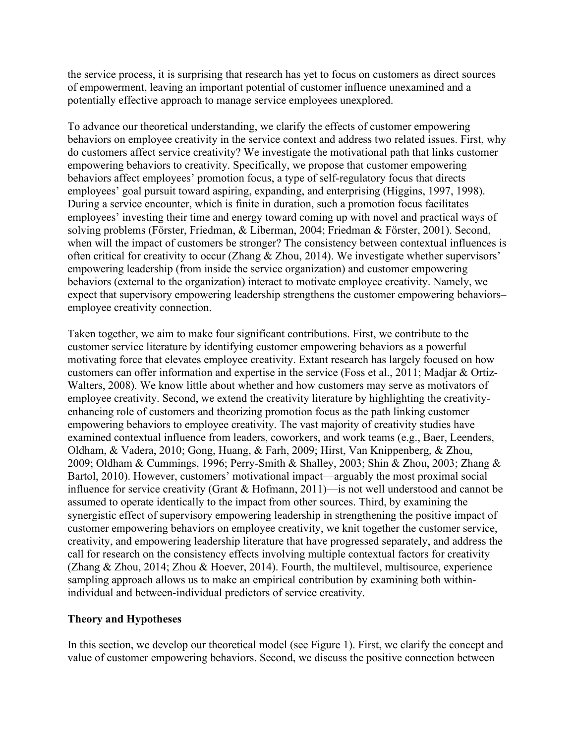the service process, it is surprising that research has yet to focus on customers as direct sources of empowerment, leaving an important potential of customer influence unexamined and a potentially effective approach to manage service employees unexplored.

To advance our theoretical understanding, we clarify the effects of customer empowering behaviors on employee creativity in the service context and address two related issues. First, why do customers affect service creativity? We investigate the motivational path that links customer empowering behaviors to creativity. Specifically, we propose that customer empowering behaviors affect employees' promotion focus, a type of self-regulatory focus that directs employees' goal pursuit toward aspiring, expanding, and enterprising (Higgins, 1997, 1998). During a service encounter, which is finite in duration, such a promotion focus facilitates employees' investing their time and energy toward coming up with novel and practical ways of solving problems (Förster, Friedman, & Liberman, 2004; Friedman & Förster, 2001). Second, when will the impact of customers be stronger? The consistency between contextual influences is often critical for creativity to occur (Zhang & Zhou, 2014). We investigate whether supervisors' empowering leadership (from inside the service organization) and customer empowering behaviors (external to the organization) interact to motivate employee creativity. Namely, we expect that supervisory empowering leadership strengthens the customer empowering behaviors–employee creativity connection.

Taken together, we aim to make four significant contributions. First, we contribute to the customer service literature by identifying customer empowering behaviors as a powerful motivating force that elevates employee creativity. Extant research has largely focused on how customers can offer information and expertise in the service (Foss et al., 2011; Madjar & Ortiz-Walters, 2008). We know little about whether and how customers may serve as motivators of employee creativity. Second, we extend the creativity literature by highlighting the creativity-enhancing role of customers and theorizing promotion focus as the path linking customer empowering behaviors to employee creativity. The vast majority of creativity studies have examined contextual influence from leaders, coworkers, and work teams (e.g., Baer, Leenders, Oldham, & Vadera, 2010; Gong, Huang, & Farh, 2009; Hirst, Van Knippenberg, & Zhou, 2009; Oldham & Cummings, 1996; Perry-Smith & Shalley, 2003; Shin & Zhou, 2003; Zhang & Bartol, 2010). However, customers' motivational impact—arguably the most proximal social influence for service creativity (Grant & Hofmann, 2011)—is not well understood and cannot be assumed to operate identically to the impact from other sources. Third, by examining the synergistic effect of supervisory empowering leadership in strengthening the positive impact of customer empowering behaviors on employee creativity, we knit together the customer service, creativity, and empowering leadership literature that have progressed separately, and address the call for research on the consistency effects involving multiple contextual factors for creativity (Zhang & Zhou, 2014; Zhou & Hoever, 2014). Fourth, the multilevel, multisource, experience sampling approach allows us to make an empirical contribution by examining both within-individual and between-individual predictors of service creativity.

## Theory and Hypotheses

In this section, we develop our theoretical model (see Figure 1). First, we clarify the concept and value of customer empowering behaviors. Second, we discuss the positive connection between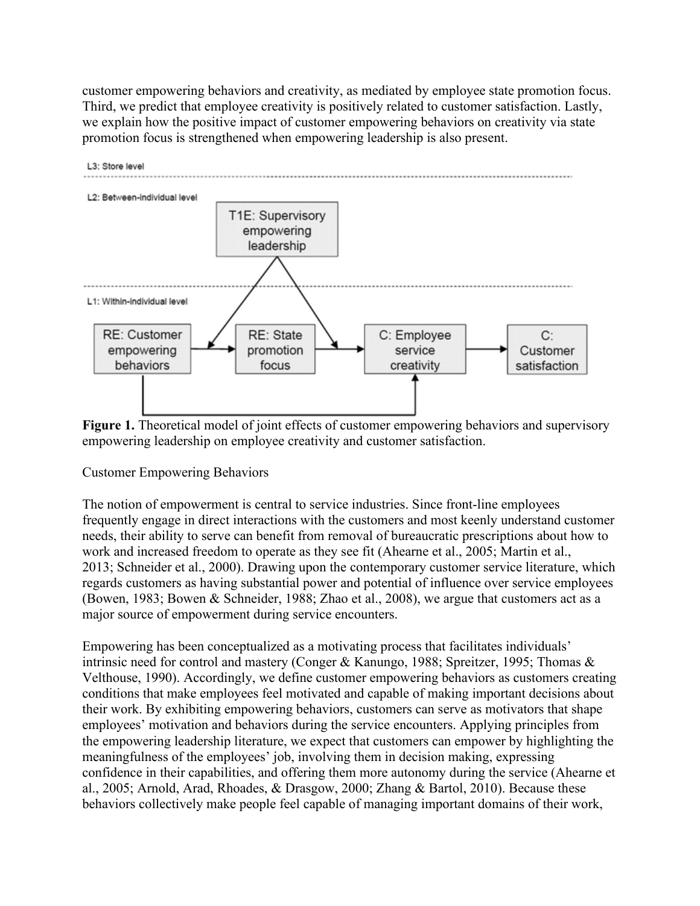customer empowering behaviors and creativity, as mediated by employee state promotion focus. Third, we predict that employee creativity is positively related to customer satisfaction. Lastly, we explain how the positive impact of customer empowering behaviors on creativity via state promotion focus is strengthened when empowering leadership is also present.

**Figure 1.** Theoretical model of joint effects of customer empowering behaviors and supervisory empowering leadership on employee creativity and customer satisfaction.

## Customer Empowering Behaviors

The notion of empowerment is central to service industries. Since front-line employees frequently engage in direct interactions with the customers and most keenly understand customer needs, their ability to serve can benefit from removal of bureaucratic prescriptions about how to work and increased freedom to operate as they see fit (Ahearne et al., 2005; Martin et al., 2013; Schneider et al., 2000). Drawing upon the contemporary customer service literature, which regards customers as having substantial power and potential of influence over service employees (Bowen, 1983; Bowen & Schneider, 1988; Zhao et al., 2008), we argue that customers act as a major source of empowerment during service encounters.

Empowering has been conceptualized as a motivating process that facilitates individuals' intrinsic need for control and mastery (Conger & Kanungo, 1988; Spreitzer, 1995; Thomas & Velthouse, 1990). Accordingly, we define customer empowering behaviors as customers creating conditions that make employees feel motivated and capable of making important decisions about their work. By exhibiting empowering behaviors, customers can serve as motivators that shape employees' motivation and behaviors during the service encounters. Applying principles from the empowering leadership literature, we expect that customers can empower by highlighting the meaningfulness of the employees' job, involving them in decision making, expressing confidence in their capabilities, and offering them more autonomy during the service (Ahearne et al., 2005; Arnold, Arad, Rhoades, & Drasgow, 2000; Zhang & Bartol, 2010). Because these behaviors collectively make people feel capable of managing important domains of their work,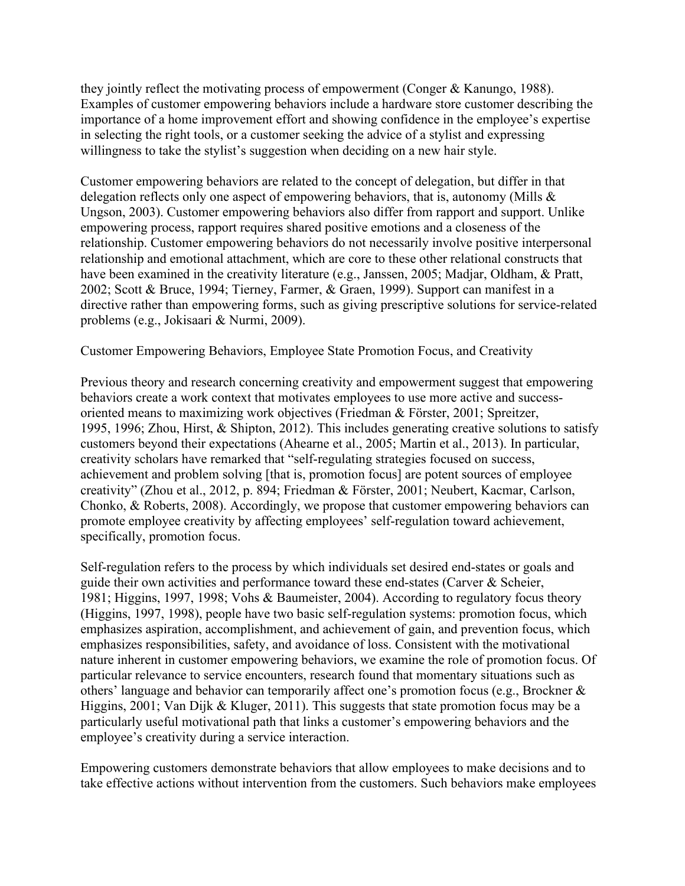they jointly reflect the motivating process of empowerment (Conger & Kanungo, 1988). Examples of customer empowering behaviors include a hardware store customer describing the importance of a home improvement effort and showing confidence in the employee's expertise in selecting the right tools, or a customer seeking the advice of a stylist and expressing willingness to take the stylist's suggestion when deciding on a new hair style.

Customer empowering behaviors are related to the concept of delegation, but differ in that delegation reflects only one aspect of empowering behaviors, that is, autonomy (Mills & Ungson, 2003). Customer empowering behaviors also differ from rapport and support. Unlike empowering process, rapport requires shared positive emotions and a closeness of the relationship. Customer empowering behaviors do not necessarily involve positive interpersonal relationship and emotional attachment, which are core to these other relational constructs that have been examined in the creativity literature (e.g., Janssen, 2005; Madjar, Oldham, & Pratt, 2002; Scott & Bruce, 1994; Tierney, Farmer, & Graen, 1999). Support can manifest in a directive rather than empowering forms, such as giving prescriptive solutions for service-related problems (e.g., Jokisaari & Nurmi, 2009).

## Customer Empowering Behaviors, Employee State Promotion Focus, and Creativity

Previous theory and research concerning creativity and empowerment suggest that empowering behaviors create a work context that motivates employees to use more active and success-oriented means to maximizing work objectives (Friedman & Förster, 2001; Spreitzer, 1995, 1996; Zhou, Hirst, & Shipton, 2012). This includes generating creative solutions to satisfy customers beyond their expectations (Ahearne et al., 2005; Martin et al., 2013). In particular, creativity scholars have remarked that "self-regulating strategies focused on success, achievement and problem solving [that is, promotion focus] are potent sources of employee creativity" (Zhou et al., 2012, p. 894; Friedman & Förster, 2001; Neubert, Kacmar, Carlson, Chonko, & Roberts, 2008). Accordingly, we propose that customer empowering behaviors can promote employee creativity by affecting employees' self-regulation toward achievement, specifically, promotion focus.

Self-regulation refers to the process by which individuals set desired end-states or goals and guide their own activities and performance toward these end-states (Carver & Scheier, 1981; Higgins, 1997, 1998; Vohs & Baumeister, 2004). According to regulatory focus theory (Higgins, 1997, 1998), people have two basic self-regulation systems: promotion focus, which emphasizes aspiration, accomplishment, and achievement of gain, and prevention focus, which emphasizes responsibilities, safety, and avoidance of loss. Consistent with the motivational nature inherent in customer empowering behaviors, we examine the role of promotion focus. Of particular relevance to service encounters, research found that momentary situations such as others' language and behavior can temporarily affect one's promotion focus (e.g., Brockner & Higgins, 2001; Van Dijk & Kluger, 2011). This suggests that state promotion focus may be a particularly useful motivational path that links a customer's empowering behaviors and the employee's creativity during a service interaction.

Empowering customers demonstrate behaviors that allow employees to make decisions and to take effective actions without intervention from the customers. Such behaviors make employees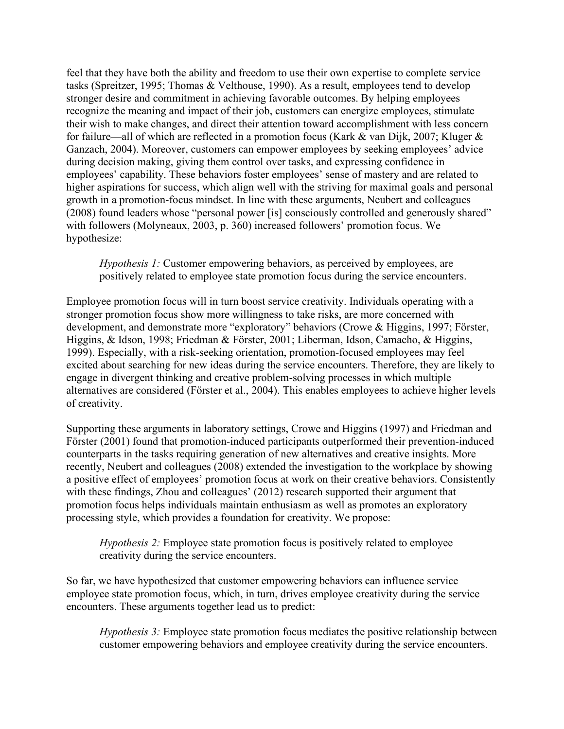feel that they have both the ability and freedom to use their own expertise to complete service tasks (Spreitzer, 1995; Thomas & Velthouse, 1990). As a result, employees tend to develop stronger desire and commitment in achieving favorable outcomes. By helping employees recognize the meaning and impact of their job, customers can energize employees, stimulate their wish to make changes, and direct their attention toward accomplishment with less concern for failure—all of which are reflected in a promotion focus (Kark & van Dijk, 2007; Kluger & Ganzach, 2004). Moreover, customers can empower employees by seeking employees' advice during decision making, giving them control over tasks, and expressing confidence in employees' capability. These behaviors foster employees' sense of mastery and are related to higher aspirations for success, which align well with the striving for maximal goals and personal growth in a promotion-focus mindset. In line with these arguments, Neubert and colleagues (2008) found leaders whose "personal power [is] consciously controlled and generously shared" with followers (Molyneaux, 2003, p. 360) increased followers' promotion focus. We hypothesize:

> *Hypothesis 1:* Customer empowering behaviors, as perceived by employees, are positively related to employee state promotion focus during the service encounters.

Employee promotion focus will in turn boost service creativity. Individuals operating with a stronger promotion focus show more willingness to take risks, are more concerned with development, and demonstrate more "exploratory" behaviors (Crowe & Higgins, 1997; Förster, Higgins, & Idson, 1998; Friedman & Förster, 2001; Liberman, Idson, Camacho, & Higgins, 1999). Especially, with a risk-seeking orientation, promotion-focused employees may feel excited about searching for new ideas during the service encounters. Therefore, they are likely to engage in divergent thinking and creative problem-solving processes in which multiple alternatives are considered (Förster et al., 2004). This enables employees to achieve higher levels of creativity.

Supporting these arguments in laboratory settings, Crowe and Higgins (1997) and Friedman and Förster (2001) found that promotion-induced participants outperformed their prevention-induced counterparts in the tasks requiring generation of new alternatives and creative insights. More recently, Neubert and colleagues (2008) extended the investigation to the workplace by showing a positive effect of employees' promotion focus at work on their creative behaviors. Consistently with these findings, Zhou and colleagues' (2012) research supported their argument that promotion focus helps individuals maintain enthusiasm as well as promotes an exploratory processing style, which provides a foundation for creativity. We propose:

> *Hypothesis 2:* Employee state promotion focus is positively related to employee creativity during the service encounters.

So far, we have hypothesized that customer empowering behaviors can influence service employee state promotion focus, which, in turn, drives employee creativity during the service encounters. These arguments together lead us to predict:

> *Hypothesis 3:* Employee state promotion focus mediates the positive relationship between customer empowering behaviors and employee creativity during the service encounters.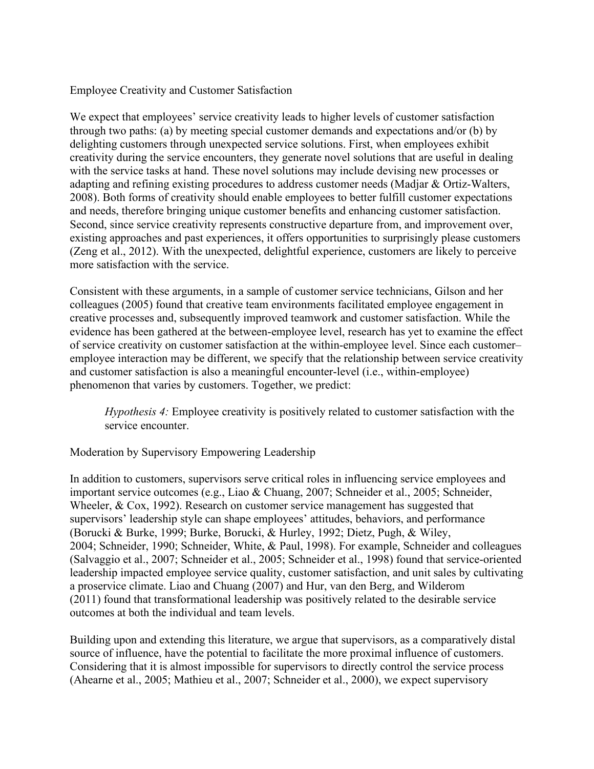## Employee Creativity and Customer Satisfaction

We expect that employees' service creativity leads to higher levels of customer satisfaction through two paths: (a) by meeting special customer demands and expectations and/or (b) by delighting customers through unexpected service solutions. First, when employees exhibit creativity during the service encounters, they generate novel solutions that are useful in dealing with the service tasks at hand. These novel solutions may include devising new processes or adapting and refining existing procedures to address customer needs (Madjar & Ortiz-Walters, 2008). Both forms of creativity should enable employees to better fulfill customer expectations and needs, therefore bringing unique customer benefits and enhancing customer satisfaction. Second, since service creativity represents constructive departure from, and improvement over, existing approaches and past experiences, it offers opportunities to surprisingly please customers (Zeng et al., 2012). With the unexpected, delightful experience, customers are likely to perceive more satisfaction with the service.

Consistent with these arguments, in a sample of customer service technicians, Gilson and her colleagues (2005) found that creative team environments facilitated employee engagement in creative processes and, subsequently improved teamwork and customer satisfaction. While the evidence has been gathered at the between-employee level, research has yet to examine the effect of service creativity on customer satisfaction at the within-employee level. Since each customer–employee interaction may be different, we specify that the relationship between service creativity and customer satisfaction is also a meaningful encounter-level (i.e., within-employee) phenomenon that varies by customers. Together, we predict:

> *Hypothesis 4:* Employee creativity is positively related to customer satisfaction with the service encounter.

## Moderation by Supervisory Empowering Leadership

In addition to customers, supervisors serve critical roles in influencing service employees and important service outcomes (e.g., Liao & Chuang, 2007; Schneider et al., 2005; Schneider, Wheeler, & Cox, 1992). Research on customer service management has suggested that supervisors' leadership style can shape employees' attitudes, behaviors, and performance (Borucki & Burke, 1999; Burke, Borucki, & Hurley, 1992; Dietz, Pugh, & Wiley, 2004; Schneider, 1990; Schneider, White, & Paul, 1998). For example, Schneider and colleagues (Salvaggio et al., 2007; Schneider et al., 2005; Schneider et al., 1998) found that service-oriented leadership impacted employee service quality, customer satisfaction, and unit sales by cultivating a proservice climate. Liao and Chuang (2007) and Hur, van den Berg, and Wilderom (2011) found that transformational leadership was positively related to the desirable service outcomes at both the individual and team levels.

Building upon and extending this literature, we argue that supervisors, as a comparatively distal source of influence, have the potential to facilitate the more proximal influence of customers. Considering that it is almost impossible for supervisors to directly control the service process (Ahearne et al., 2005; Mathieu et al., 2007; Schneider et al., 2000), we expect supervisory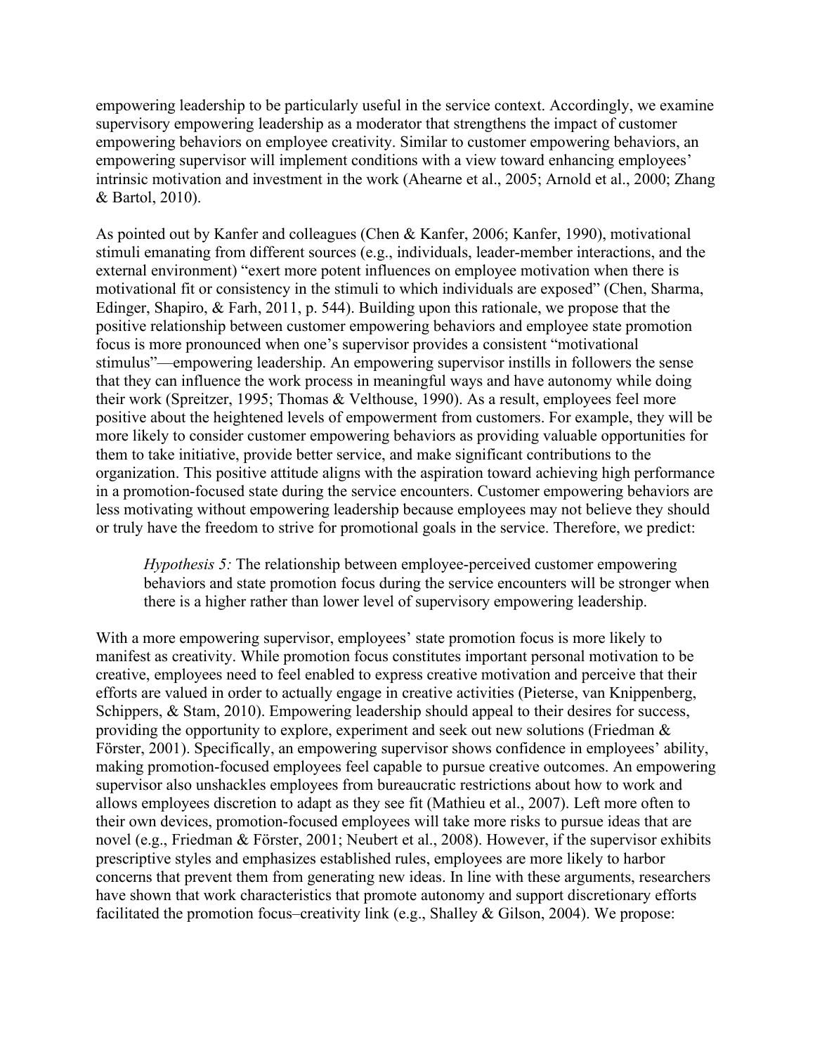empowering leadership to be particularly useful in the service context. Accordingly, we examine supervisory empowering leadership as a moderator that strengthens the impact of customer empowering behaviors on employee creativity. Similar to customer empowering behaviors, an empowering supervisor will implement conditions with a view toward enhancing employees' intrinsic motivation and investment in the work (Ahearne et al., 2005; Arnold et al., 2000; Zhang & Bartol, 2010).

As pointed out by Kanfer and colleagues (Chen & Kanfer, 2006; Kanfer, 1990), motivational stimuli emanating from different sources (e.g., individuals, leader-member interactions, and the external environment) "exert more potent influences on employee motivation when there is motivational fit or consistency in the stimuli to which individuals are exposed" (Chen, Sharma, Edinger, Shapiro, & Farh, 2011, p. 544). Building upon this rationale, we propose that the positive relationship between customer empowering behaviors and employee state promotion focus is more pronounced when one's supervisor provides a consistent "motivational stimulus"—empowering leadership. An empowering supervisor instills in followers the sense that they can influence the work process in meaningful ways and have autonomy while doing their work (Spreitzer, 1995; Thomas & Velthouse, 1990). As a result, employees feel more positive about the heightened levels of empowerment from customers. For example, they will be more likely to consider customer empowering behaviors as providing valuable opportunities for them to take initiative, provide better service, and make significant contributions to the organization. This positive attitude aligns with the aspiration toward achieving high performance in a promotion-focused state during the service encounters. Customer empowering behaviors are less motivating without empowering leadership because employees may not believe they should or truly have the freedom to strive for promotional goals in the service. Therefore, we predict:

> *Hypothesis 5:* The relationship between employee-perceived customer empowering behaviors and state promotion focus during the service encounters will be stronger when there is a higher rather than lower level of supervisory empowering leadership.

With a more empowering supervisor, employees' state promotion focus is more likely to manifest as creativity. While promotion focus constitutes important personal motivation to be creative, employees need to feel enabled to express creative motivation and perceive that their efforts are valued in order to actually engage in creative activities (Pieterse, van Knippenberg, Schippers, & Stam, 2010). Empowering leadership should appeal to their desires for success, providing the opportunity to explore, experiment and seek out new solutions (Friedman & Förster, 2001). Specifically, an empowering supervisor shows confidence in employees' ability, making promotion-focused employees feel capable to pursue creative outcomes. An empowering supervisor also unshackles employees from bureaucratic restrictions about how to work and allows employees discretion to adapt as they see fit (Mathieu et al., 2007). Left more often to their own devices, promotion-focused employees will take more risks to pursue ideas that are novel (e.g., Friedman & Förster, 2001; Neubert et al., 2008). However, if the supervisor exhibits prescriptive styles and emphasizes established rules, employees are more likely to harbor concerns that prevent them from generating new ideas. In line with these arguments, researchers have shown that work characteristics that promote autonomy and support discretionary efforts facilitated the promotion focus–creativity link (e.g., Shalley & Gilson, 2004). We propose: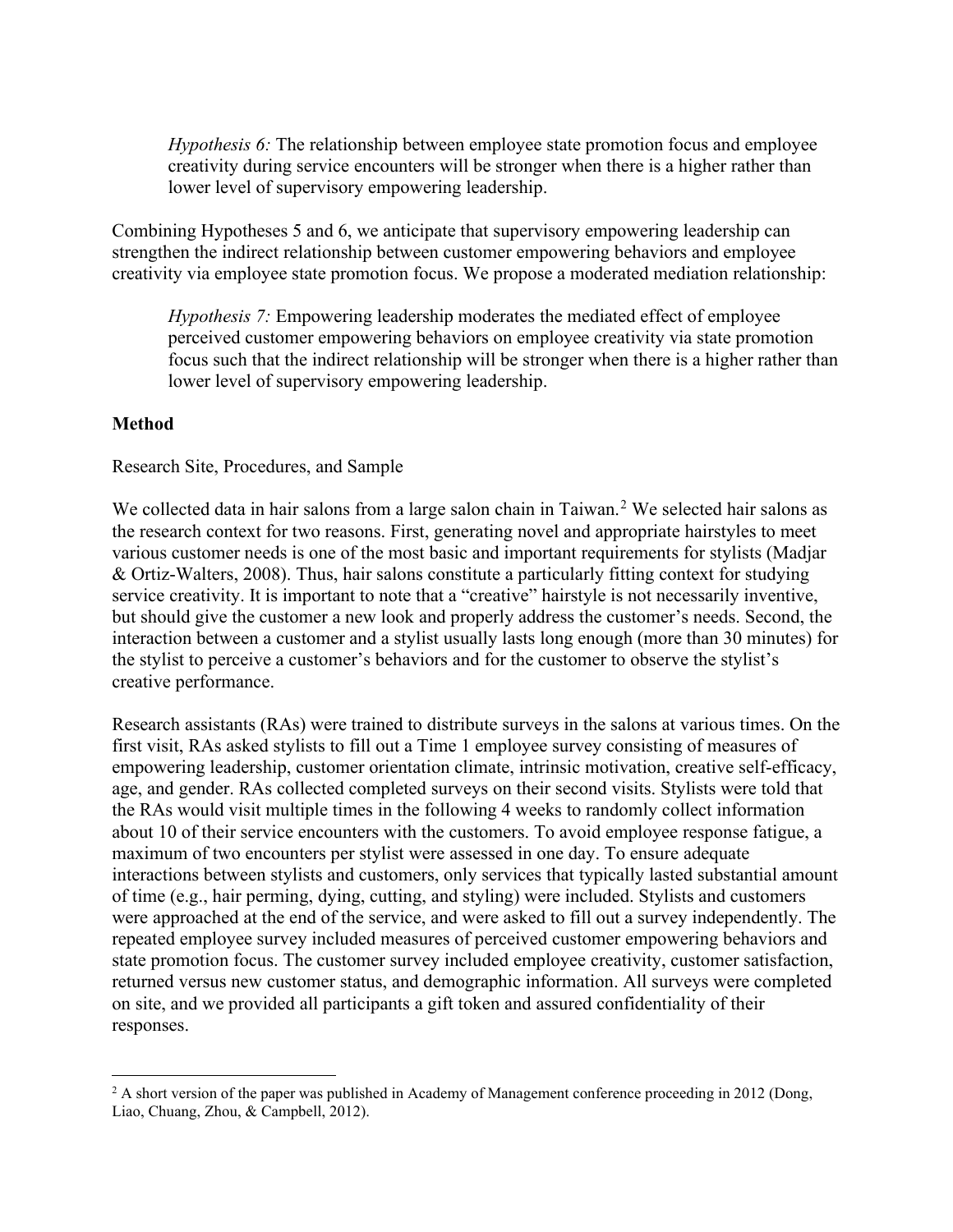*Hypothesis 6:* The relationship between employee state promotion focus and employee creativity during service encounters will be stronger when there is a higher rather than lower level of supervisory empowering leadership.

Combining Hypotheses 5 and 6, we anticipate that supervisory empowering leadership can strengthen the indirect relationship between customer empowering behaviors and employee creativity via employee state promotion focus. We propose a moderated mediation relationship:

*Hypothesis 7:* Empowering leadership moderates the mediated effect of employee perceived customer empowering behaviors on employee creativity via state promotion focus such that the indirect relationship will be stronger when there is a higher rather than lower level of supervisory empowering leadership.

## Method

### Research Site, Procedures, and Sample

We collected data in hair salons from a large salon chain in Taiwan.[2] We selected hair salons as the research context for two reasons. First, generating novel and appropriate hairstyles to meet various customer needs is one of the most basic and important requirements for stylists (Madjar & Ortiz-Walters, 2008). Thus, hair salons constitute a particularly fitting context for studying service creativity. It is important to note that a "creative" hairstyle is not necessarily inventive, but should give the customer a new look and properly address the customer's needs. Second, the interaction between a customer and a stylist usually lasts long enough (more than 30 minutes) for the stylist to perceive a customer's behaviors and for the customer to observe the stylist's creative performance.

Research assistants (RAs) were trained to distribute surveys in the salons at various times. On the first visit, RAs asked stylists to fill out a Time 1 employee survey consisting of measures of empowering leadership, customer orientation climate, intrinsic motivation, creative self-efficacy, age, and gender. RAs collected completed surveys on their second visits. Stylists were told that the RAs would visit multiple times in the following 4 weeks to randomly collect information about 10 of their service encounters with the customers. To avoid employee response fatigue, a maximum of two encounters per stylist were assessed in one day. To ensure adequate interactions between stylists and customers, only services that typically lasted substantial amount of time (e.g., hair perming, dying, cutting, and styling) were included. Stylists and customers were approached at the end of the service, and were asked to fill out a survey independently. The repeated employee survey included measures of perceived customer empowering behaviors and state promotion focus. The customer survey included employee creativity, customer satisfaction, returned versus new customer status, and demographic information. All surveys were completed on site, and we provided all participants a gift token and assured confidentiality of their responses.

---

[2] A short version of the paper was published in Academy of Management conference proceeding in 2012 (Dong, Liao, Chuang, Zhou, & Campbell, 2012).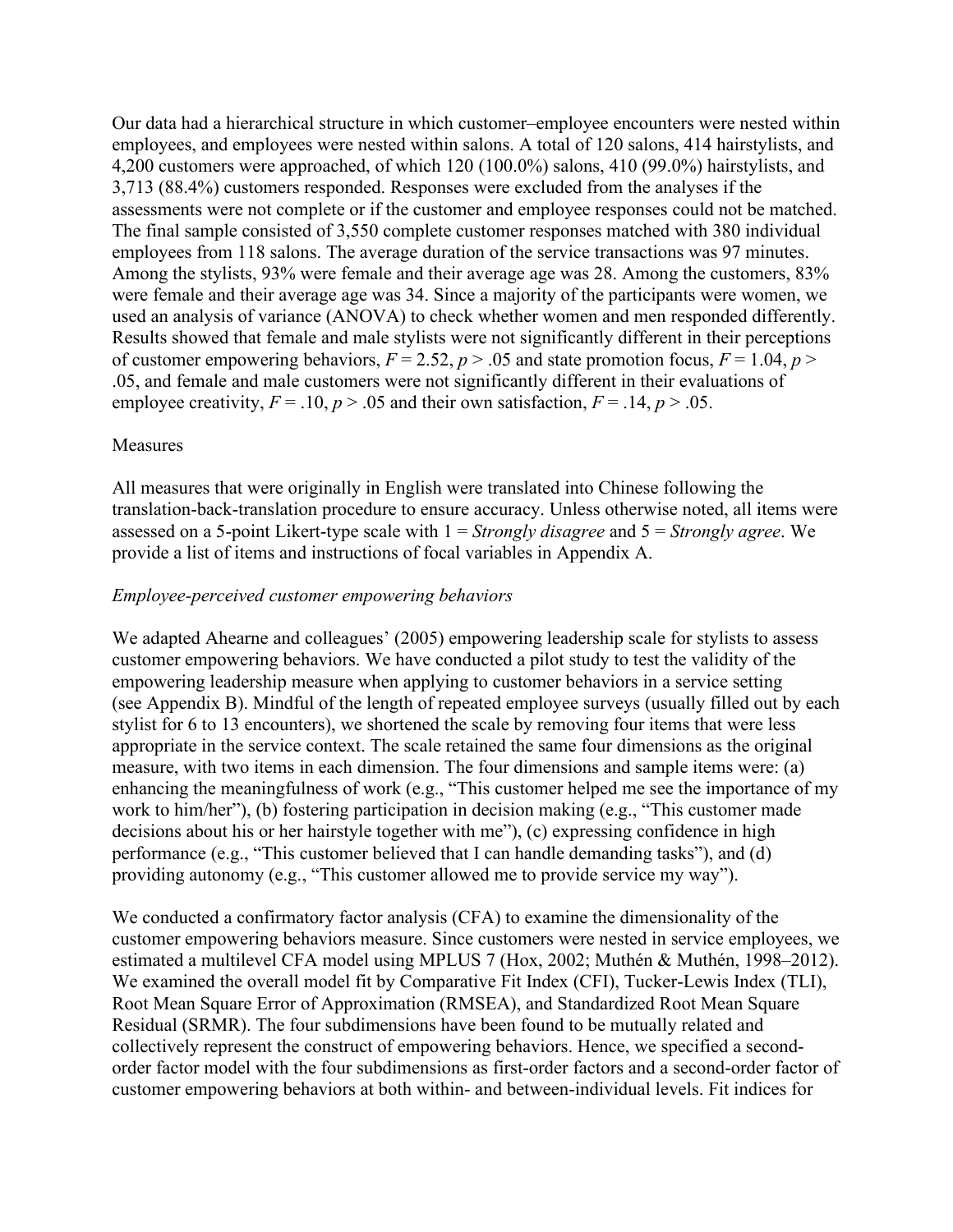Our data had a hierarchical structure in which customer–employee encounters were nested within employees, and employees were nested within salons. A total of 120 salons, 414 hairstylists, and 4,200 customers were approached, of which 120 (100.0%) salons, 410 (99.0%) hairstylists, and 3,713 (88.4%) customers responded. Responses were excluded from the analyses if the assessments were not complete or if the customer and employee responses could not be matched. The final sample consisted of 3,550 complete customer responses matched with 380 individual employees from 118 salons. The average duration of the service transactions was 97 minutes. Among the stylists, 93% were female and their average age was 28. Among the customers, 83% were female and their average age was 34. Since a majority of the participants were women, we used an analysis of variance (ANOVA) to check whether women and men responded differently. Results showed that female and male stylists were not significantly different in their perceptions of customer empowering behaviors, $F = 2.52$, $p > .05$ and state promotion focus, $F = 1.04$, $p > .05$, and female and male customers were not significantly different in their evaluations of employee creativity, $F = .10$, $p > .05$ and their own satisfaction, $F = .14$, $p > .05$.

## Measures

All measures that were originally in English were translated into Chinese following the translation-back-translation procedure to ensure accuracy. Unless otherwise noted, all items were assessed on a 5-point Likert-type scale with 1 = *Strongly disagree* and 5 = *Strongly agree*. We provide a list of items and instructions of focal variables in Appendix A.

### *Employee-perceived customer empowering behaviors*

We adapted Ahearne and colleagues' (2005) empowering leadership scale for stylists to assess customer empowering behaviors. We have conducted a pilot study to test the validity of the empowering leadership measure when applying to customer behaviors in a service setting (see Appendix B). Mindful of the length of repeated employee surveys (usually filled out by each stylist for 6 to 13 encounters), we shortened the scale by removing four items that were less appropriate in the service context. The scale retained the same four dimensions as the original measure, with two items in each dimension. The four dimensions and sample items were: (a) enhancing the meaningfulness of work (e.g., "This customer helped me see the importance of my work to him/her"), (b) fostering participation in decision making (e.g., "This customer made decisions about his or her hairstyle together with me"), (c) expressing confidence in high performance (e.g., "This customer believed that I can handle demanding tasks"), and (d) providing autonomy (e.g., "This customer allowed me to provide service my way").

We conducted a confirmatory factor analysis (CFA) to examine the dimensionality of the customer empowering behaviors measure. Since customers were nested in service employees, we estimated a multilevel CFA model using MPLUS 7 (Hox, 2002; Muthén & Muthén, 1998–2012). We examined the overall model fit by Comparative Fit Index (CFI), Tucker-Lewis Index (TLI), Root Mean Square Error of Approximation (RMSEA), and Standardized Root Mean Square Residual (SRMR). The four subdimensions have been found to be mutually related and collectively represent the construct of empowering behaviors. Hence, we specified a second-order factor model with the four subdimensions as first-order factors and a second-order factor of customer empowering behaviors at both within- and between-individual levels. Fit indices for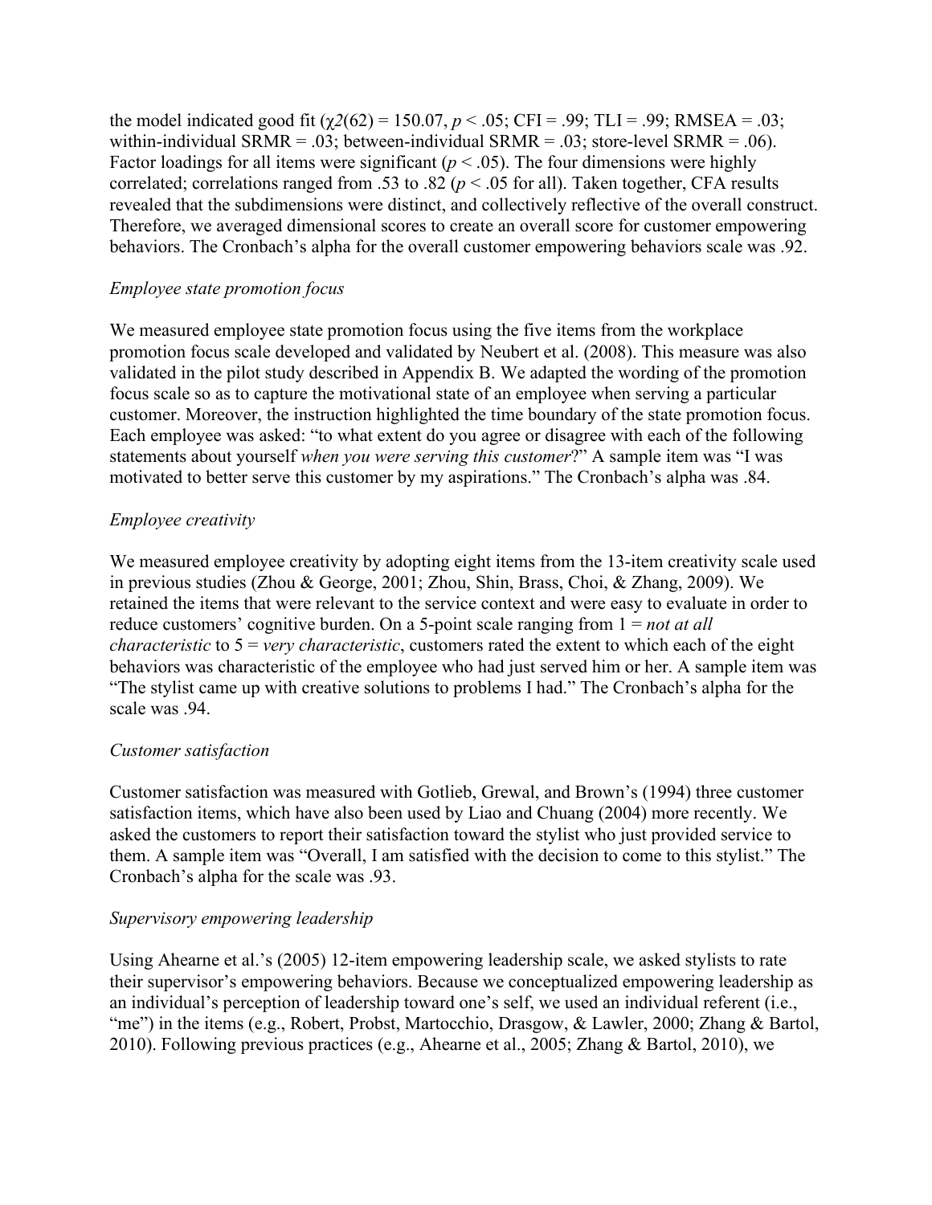the model indicated good fit ($\chi2(62) = 150.07$, $p < .05$; CFI = .99; TLI = .99; RMSEA = .03; within-individual SRMR = .03; between-individual SRMR = .03; store-level SRMR = .06). Factor loadings for all items were significant ($p < .05$). The four dimensions were highly correlated; correlations ranged from .53 to .82 ($p < .05$ for all). Taken together, CFA results revealed that the subdimensions were distinct, and collectively reflective of the overall construct. Therefore, we averaged dimensional scores to create an overall score for customer empowering behaviors. The Cronbach's alpha for the overall customer empowering behaviors scale was .92.

*Employee state promotion focus*

We measured employee state promotion focus using the five items from the workplace promotion focus scale developed and validated by Neubert et al. (2008). This measure was also validated in the pilot study described in Appendix B. We adapted the wording of the promotion focus scale so as to capture the motivational state of an employee when serving a particular customer. Moreover, the instruction highlighted the time boundary of the state promotion focus. Each employee was asked: "to what extent do you agree or disagree with each of the following statements about yourself *when you were serving this customer*?" A sample item was "I was motivated to better serve this customer by my aspirations." The Cronbach's alpha was .84.

*Employee creativity*

We measured employee creativity by adopting eight items from the 13-item creativity scale used in previous studies (Zhou & George, 2001; Zhou, Shin, Brass, Choi, & Zhang, 2009). We retained the items that were relevant to the service context and were easy to evaluate in order to reduce customers' cognitive burden. On a 5-point scale ranging from 1 = *not at all characteristic* to 5 = *very characteristic*, customers rated the extent to which each of the eight behaviors was characteristic of the employee who had just served him or her. A sample item was "The stylist came up with creative solutions to problems I had." The Cronbach's alpha for the scale was .94.

*Customer satisfaction*

Customer satisfaction was measured with Gotlieb, Grewal, and Brown's (1994) three customer satisfaction items, which have also been used by Liao and Chuang (2004) more recently. We asked the customers to report their satisfaction toward the stylist who just provided service to them. A sample item was "Overall, I am satisfied with the decision to come to this stylist." The Cronbach's alpha for the scale was .93.

*Supervisory empowering leadership*

Using Ahearne et al.'s (2005) 12-item empowering leadership scale, we asked stylists to rate their supervisor's empowering behaviors. Because we conceptualized empowering leadership as an individual's perception of leadership toward one's self, we used an individual referent (i.e., "me") in the items (e.g., Robert, Probst, Martocchio, Drasgow, & Lawler, 2000; Zhang & Bartol, 2010). Following previous practices (e.g., Ahearne et al., 2005; Zhang & Bartol, 2010), we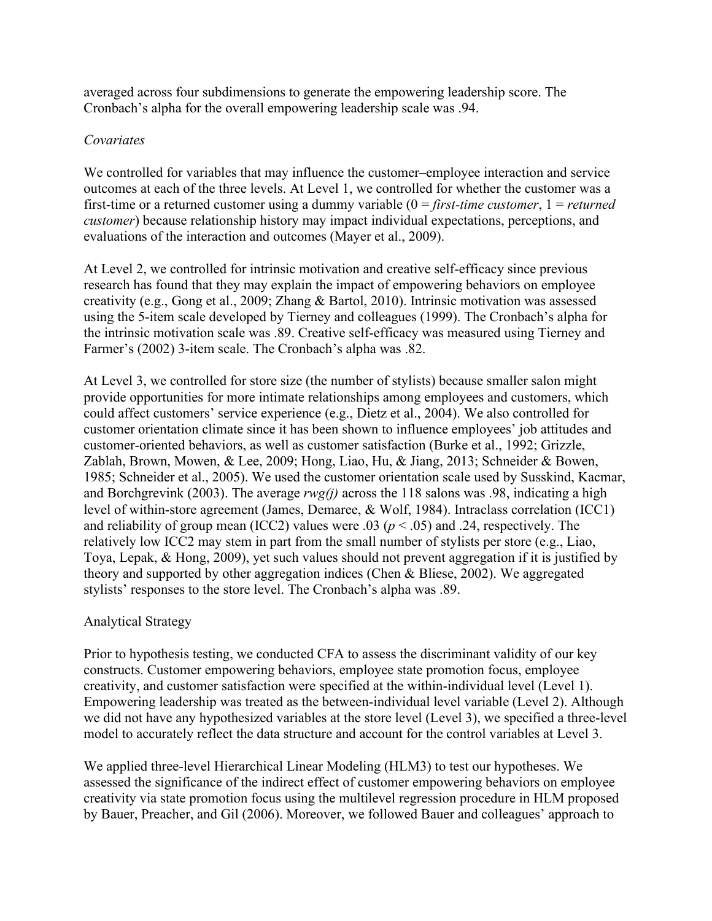averaged across four subdimensions to generate the empowering leadership score. The Cronbach's alpha for the overall empowering leadership scale was .94.

### *Covariates*

We controlled for variables that may influence the customer–employee interaction and service outcomes at each of the three levels. At Level 1, we controlled for whether the customer was a first-time or a returned customer using a dummy variable (0 = *first-time customer*, 1 = *returned customer*) because relationship history may impact individual expectations, perceptions, and evaluations of the interaction and outcomes (Mayer et al., 2009).

At Level 2, we controlled for intrinsic motivation and creative self-efficacy since previous research has found that they may explain the impact of empowering behaviors on employee creativity (e.g., Gong et al., 2009; Zhang & Bartol, 2010). Intrinsic motivation was assessed using the 5-item scale developed by Tierney and colleagues (1999). The Cronbach's alpha for the intrinsic motivation scale was .89. Creative self-efficacy was measured using Tierney and Farmer's (2002) 3-item scale. The Cronbach's alpha was .82.

At Level 3, we controlled for store size (the number of stylists) because smaller salon might provide opportunities for more intimate relationships among employees and customers, which could affect customers' service experience (e.g., Dietz et al., 2004). We also controlled for customer orientation climate since it has been shown to influence employees' job attitudes and customer-oriented behaviors, as well as customer satisfaction (Burke et al., 1992; Grizzle, Zablah, Brown, Mowen, & Lee, 2009; Hong, Liao, Hu, & Jiang, 2013; Schneider & Bowen, 1985; Schneider et al., 2005). We used the customer orientation scale used by Susskind, Kacmar, and Borchgrevink (2003). The average $r_{wg(j)}$ across the 118 salons was .98, indicating a high level of within-store agreement (James, Demaree, & Wolf, 1984). Intraclass correlation (ICC1) and reliability of group mean (ICC2) values were .03 ($p < .05$) and .24, respectively. The relatively low ICC2 may stem in part from the small number of stylists per store (e.g., Liao, Toya, Lepak, & Hong, 2009), yet such values should not prevent aggregation if it is justified by theory and supported by other aggregation indices (Chen & Bliese, 2002). We aggregated stylists' responses to the store level. The Cronbach's alpha was .89.

## Analytical Strategy

Prior to hypothesis testing, we conducted CFA to assess the discriminant validity of our key constructs. Customer empowering behaviors, employee state promotion focus, employee creativity, and customer satisfaction were specified at the within-individual level (Level 1). Empowering leadership was treated as the between-individual level variable (Level 2). Although we did not have any hypothesized variables at the store level (Level 3), we specified a three-level model to accurately reflect the data structure and account for the control variables at Level 3.

We applied three-level Hierarchical Linear Modeling (HLM3) to test our hypotheses. We assessed the significance of the indirect effect of customer empowering behaviors on employee creativity via state promotion focus using the multilevel regression procedure in HLM proposed by Bauer, Preacher, and Gil (2006). Moreover, we followed Bauer and colleagues' approach to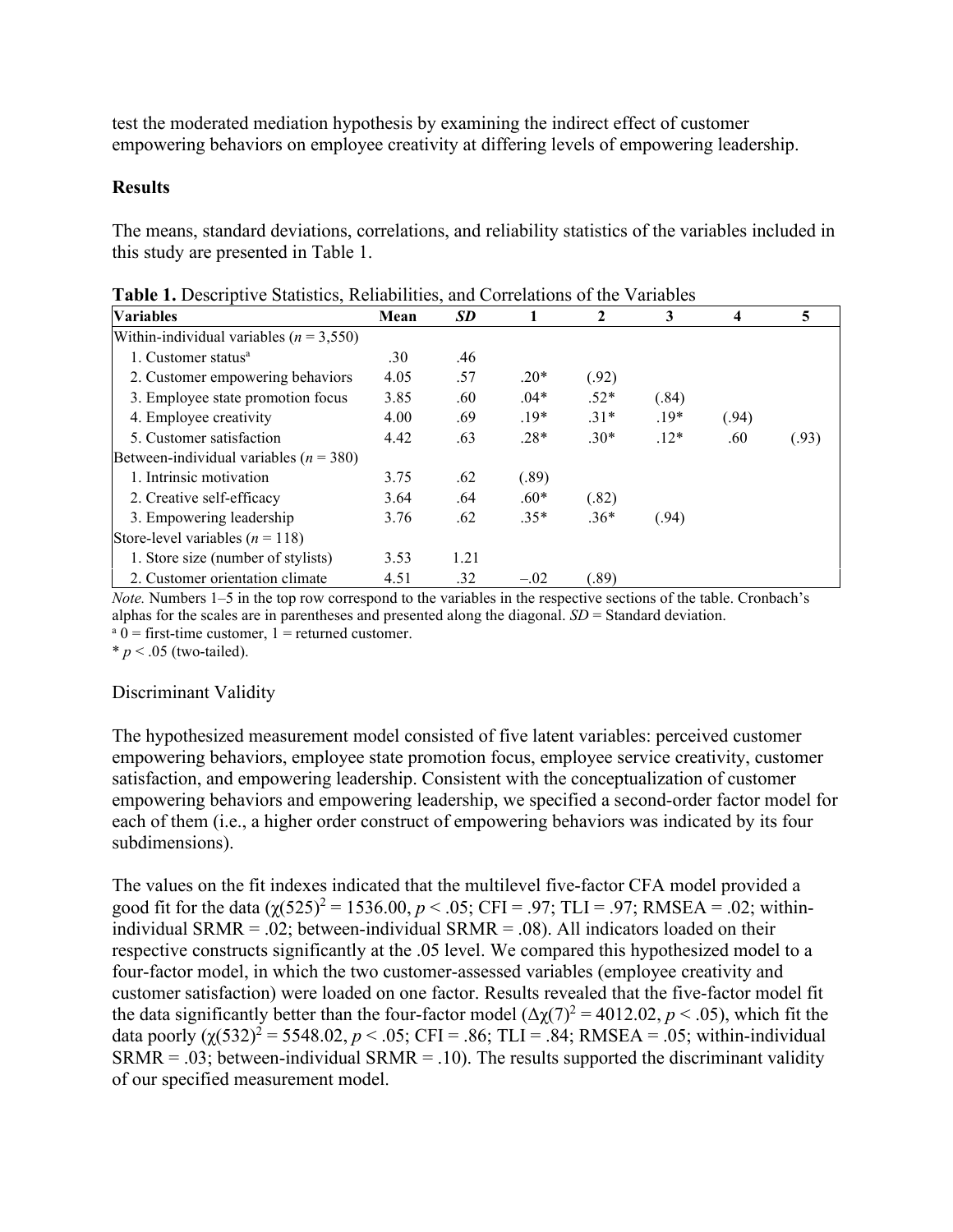test the moderated mediation hypothesis by examining the indirect effect of customer empowering behaviors on employee creativity at differing levels of empowering leadership.

## Results

The means, standard deviations, correlations, and reliability statistics of the variables included in this study are presented in Table 1.

**Table 1.** Descriptive Statistics, Reliabilities, and Correlations of the Variables

| Variables | Mean | *SD* | 1 | 2 | 3 | 4 | 5 |
|---|---|---|---|---|---|---|---|
| Within-individual variables (*n* = 3,550) | | | | | | | |
| 1. Customer status[a] | .30 | .46 | | | | | |
| 2. Customer empowering behaviors | 4.05 | .57 | .20* | (.92) | | | |
| 3. Employee state promotion focus | 3.85 | .60 | .04* | .52* | (.84) | | |
| 4. Employee creativity | 4.00 | .69 | .19* | .31* | .19* | (.94) | |
| 5. Customer satisfaction | 4.42 | .63 | .28* | .30* | .12* | .60 | (.93) |
| Between-individual variables (*n* = 380) | | | | | | | |
| 1. Intrinsic motivation | 3.75 | .62 | (.89) | | | | |
| 2. Creative self-efficacy | 3.64 | .64 | .60* | (.82) | | | |
| 3. Empowering leadership | 3.76 | .62 | .35* | .36* | (.94) | | |
| Store-level variables (*n* = 118) | | | | | | | |
| 1. Store size (number of stylists) | 3.53 | 1.21 | | | | | |
| 2. Customer orientation climate | 4.51 | .32 | –.02 | (.89) | | | |

*Note.* Numbers 1–5 in the top row correspond to the variables in the respective sections of the table. Cronbach's alphas for the scales are in parentheses and presented along the diagonal. *SD* = Standard deviation.
[a] 0 = first-time customer, 1 = returned customer.
* $p < .05$ (two-tailed).

### Discriminant Validity

The hypothesized measurement model consisted of five latent variables: perceived customer empowering behaviors, employee state promotion focus, employee service creativity, customer satisfaction, and empowering leadership. Consistent with the conceptualization of customer empowering behaviors and empowering leadership, we specified a second-order factor model for each of them (i.e., a higher order construct of empowering behaviors was indicated by its four subdimensions).

The values on the fit indexes indicated that the multilevel five-factor CFA model provided a good fit for the data ($\chi(525)^2 = 1536.00$, $p < .05$; CFI = .97; TLI = .97; RMSEA = .02; within-individual SRMR = .02; between-individual SRMR = .08). All indicators loaded on their respective constructs significantly at the .05 level. We compared this hypothesized model to a four-factor model, in which the two customer-assessed variables (employee creativity and customer satisfaction) were loaded on one factor. Results revealed that the five-factor model fit the data significantly better than the four-factor model ($\Delta\chi(7)^2 = 4012.02$, $p < .05$), which fit the data poorly ($\chi(532)^2 = 5548.02$, $p < .05$; CFI = .86; TLI = .84; RMSEA = .05; within-individual SRMR = .03; between-individual SRMR = .10). The results supported the discriminant validity of our specified measurement model.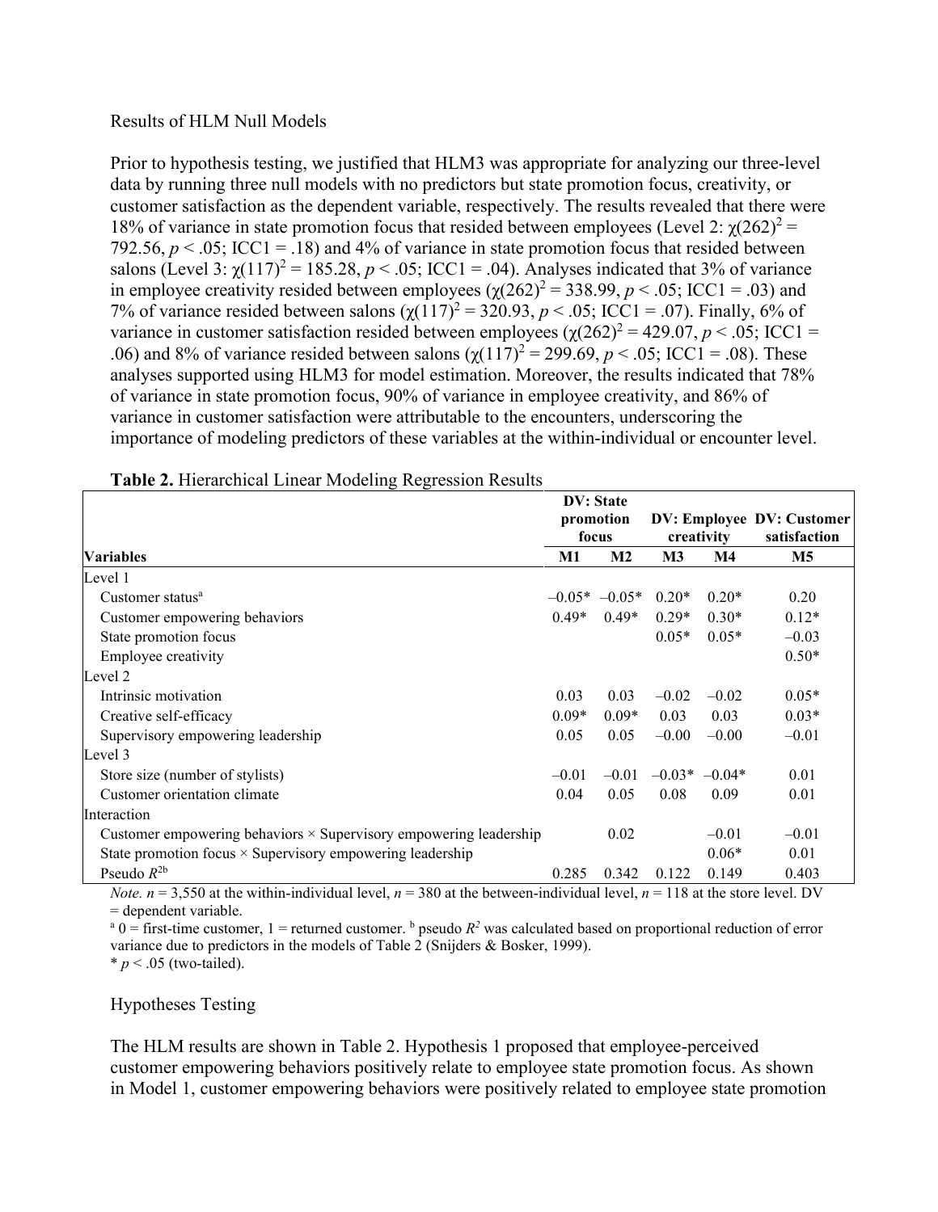### Results of HLM Null Models

Prior to hypothesis testing, we justified that HLM3 was appropriate for analyzing our three-level data by running three null models with no predictors but state promotion focus, creativity, or customer satisfaction as the dependent variable, respectively. The results revealed that there were 18% of variance in state promotion focus that resided between employees (Level 2: $\chi(262)^2 = 792.56$, $p < .05$; ICC1 = .18) and 4% of variance in state promotion focus that resided between salons (Level 3: $\chi(117)^2 = 185.28$, $p < .05$; ICC1 = .04). Analyses indicated that 3% of variance in employee creativity resided between employees ($\chi(262)^2 = 338.99$, $p < .05$; ICC1 = .03) and 7% of variance resided between salons ($\chi(117)^2 = 320.93$, $p < .05$; ICC1 = .07). Finally, 6% of variance in customer satisfaction resided between employees ($\chi(262)^2 = 429.07$, $p < .05$; ICC1 = .06) and 8% of variance resided between salons ($\chi(117)^2 = 299.69$, $p < .05$; ICC1 = .08). These analyses supported using HLM3 for model estimation. Moreover, the results indicated that 78% of variance in state promotion focus, 90% of variance in employee creativity, and 86% of variance in customer satisfaction were attributable to the encounters, underscoring the importance of modeling predictors of these variables at the within-individual or encounter level.

**Table 2.** Hierarchical Linear Modeling Regression Results

| | DV: State promotion focus | | DV: Employee creativity | | DV: Customer satisfaction |
|---|---|---|---|---|---|
| **Variables** | **M1** | **M2** | **M3** | **M4** | **M5** |
| Level 1 | | | | | |
| Customer status[a] | –0.05* | –0.05* | 0.20* | 0.20* | 0.20 |
| Customer empowering behaviors | 0.49* | 0.49* | 0.29* | 0.30* | 0.12* |
| State promotion focus | | | 0.05* | 0.05* | –0.03 |
| Employee creativity | | | | | 0.50* |
| Level 2 | | | | | |
| Intrinsic motivation | 0.03 | 0.03 | –0.02 | –0.02 | 0.05* |
| Creative self-efficacy | 0.09* | 0.09* | 0.03 | 0.03 | 0.03* |
| Supervisory empowering leadership | 0.05 | 0.05 | –0.00 | –0.00 | –0.01 |
| Level 3 | | | | | |
| Store size (number of stylists) | –0.01 | –0.01 | –0.03* | –0.04* | 0.01 |
| Customer orientation climate | 0.04 | 0.05 | 0.08 | 0.09 | 0.01 |
| Interaction | | | | | |
| Customer empowering behaviors × Supervisory empowering leadership | | 0.02 | | –0.01 | –0.01 |
| State promotion focus × Supervisory empowering leadership | | | | 0.06* | 0.01 |
| Pseudo $R^2$[b] | 0.285 | 0.342 | 0.122 | 0.149 | 0.403 |

*Note.* $n$ = 3,550 at the within-individual level, $n$ = 380 at the between-individual level, $n$ = 118 at the store level. DV = dependent variable.

[a] 0 = first-time customer, 1 = returned customer. [b] pseudo $R^2$ was calculated based on proportional reduction of error variance due to predictors in the models of Table 2 (Snijders & Bosker, 1999).

\* $p < .05$ (two-tailed).

### Hypotheses Testing

The HLM results are shown in Table 2. Hypothesis 1 proposed that employee-perceived customer empowering behaviors positively relate to employee state promotion focus. As shown in Model 1, customer empowering behaviors were positively related to employee state promotion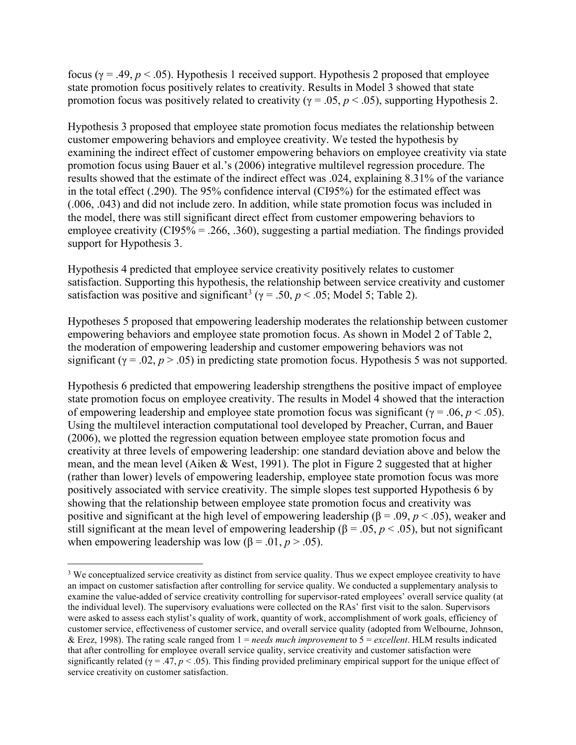focus ($\gamma = .49$, $p < .05$). Hypothesis 1 received support. Hypothesis 2 proposed that employee state promotion focus positively relates to creativity. Results in Model 3 showed that state promotion focus was positively related to creativity ($\gamma = .05$, $p < .05$), supporting Hypothesis 2.

Hypothesis 3 proposed that employee state promotion focus mediates the relationship between customer empowering behaviors and employee creativity. We tested the hypothesis by examining the indirect effect of customer empowering behaviors on employee creativity via state promotion focus using Bauer et al.'s (2006) integrative multilevel regression procedure. The results showed that the estimate of the indirect effect was .024, explaining 8.31% of the variance in the total effect (.290). The 95% confidence interval (CI95%) for the estimated effect was (.006, .043) and did not include zero. In addition, while state promotion focus was included in the model, there was still significant direct effect from customer empowering behaviors to employee creativity (CI95% = .266, .360), suggesting a partial mediation. The findings provided support for Hypothesis 3.

Hypothesis 4 predicted that employee service creativity positively relates to customer satisfaction. Supporting this hypothesis, the relationship between service creativity and customer satisfaction was positive and significant[3] ($\gamma = .50$, $p < .05$; Model 5; Table 2).

Hypotheses 5 proposed that empowering leadership moderates the relationship between customer empowering behaviors and employee state promotion focus. As shown in Model 2 of Table 2, the moderation of empowering leadership and customer empowering behaviors was not significant ($\gamma = .02$, $p > .05$) in predicting state promotion focus. Hypothesis 5 was not supported.

Hypothesis 6 predicted that empowering leadership strengthens the positive impact of employee state promotion focus on employee creativity. The results in Model 4 showed that the interaction of empowering leadership and employee state promotion focus was significant ($\gamma = .06$, $p < .05$). Using the multilevel interaction computational tool developed by Preacher, Curran, and Bauer (2006), we plotted the regression equation between employee state promotion focus and creativity at three levels of empowering leadership: one standard deviation above and below the mean, and the mean level (Aiken & West, 1991). The plot in Figure 2 suggested that at higher (rather than lower) levels of empowering leadership, employee state promotion focus was more positively associated with service creativity. The simple slopes test supported Hypothesis 6 by showing that the relationship between employee state promotion focus and creativity was positive and significant at the high level of empowering leadership ($\beta = .09$, $p < .05$), weaker and still significant at the mean level of empowering leadership ($\beta = .05$, $p < .05$), but not significant when empowering leadership was low ($\beta = .01$, $p > .05$).

---

[3] We conceptualized service creativity as distinct from service quality. Thus we expect employee creativity to have an impact on customer satisfaction after controlling for service quality. We conducted a supplementary analysis to examine the value-added of service creativity controlling for supervisor-rated employees' overall service quality (at the individual level). The supervisory evaluations were collected on the RAs' first visit to the salon. Supervisors were asked to assess each stylist's quality of work, quantity of work, accomplishment of work goals, efficiency of customer service, effectiveness of customer service, and overall service quality (adopted from Welbourne, Johnson, & Erez, 1998). The rating scale ranged from 1 = *needs much improvement* to 5 = *excellent*. HLM results indicated that after controlling for employee overall service quality, service creativity and customer satisfaction were significantly related ($\gamma = .47$, $p < .05$). This finding provided preliminary empirical support for the unique effect of service creativity on customer satisfaction.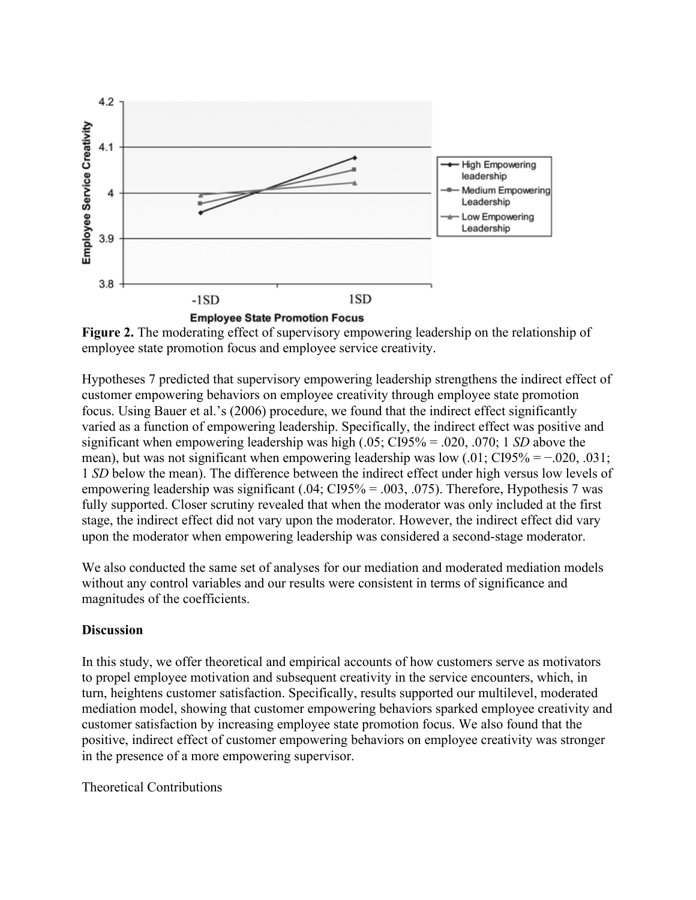**Figure 2.** The moderating effect of supervisory empowering leadership on the relationship of employee state promotion focus and employee service creativity.

Hypotheses 7 predicted that supervisory empowering leadership strengthens the indirect effect of customer empowering behaviors on employee creativity through employee state promotion focus. Using Bauer et al.'s (2006) procedure, we found that the indirect effect significantly varied as a function of empowering leadership. Specifically, the indirect effect was positive and significant when empowering leadership was high (.05; CI95% = .020, .070; 1 *SD* above the mean), but was not significant when empowering leadership was low (.01; CI95% = −.020, .031; 1 *SD* below the mean). The difference between the indirect effect under high versus low levels of empowering leadership was significant (.04; CI95% = .003, .075). Therefore, Hypothesis 7 was fully supported. Closer scrutiny revealed that when the moderator was only included at the first stage, the indirect effect did not vary upon the moderator. However, the indirect effect did vary upon the moderator when empowering leadership was considered a second-stage moderator.

We also conducted the same set of analyses for our mediation and moderated mediation models without any control variables and our results were consistent in terms of significance and magnitudes of the coefficients.

## Discussion

In this study, we offer theoretical and empirical accounts of how customers serve as motivators to propel employee motivation and subsequent creativity in the service encounters, which, in turn, heightens customer satisfaction. Specifically, results supported our multilevel, moderated mediation model, showing that customer empowering behaviors sparked employee creativity and customer satisfaction by increasing employee state promotion focus. We also found that the positive, indirect effect of customer empowering behaviors on employee creativity was stronger in the presence of a more empowering supervisor.

### Theoretical Contributions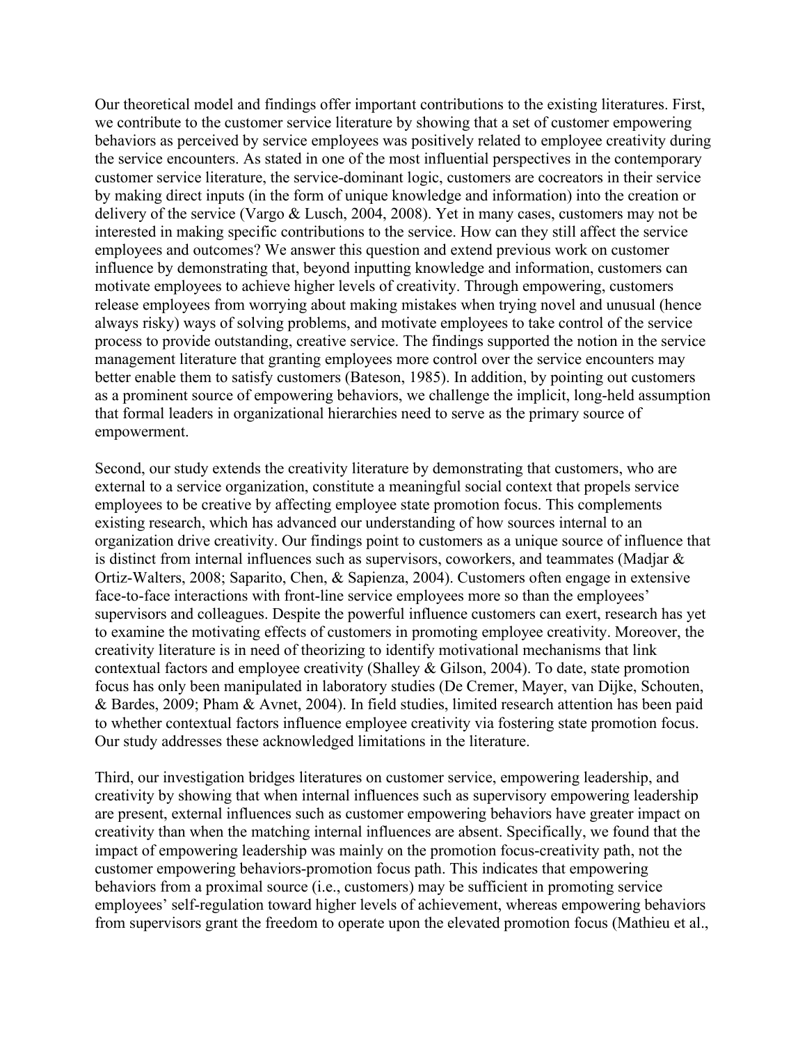Our theoretical model and findings offer important contributions to the existing literatures. First, we contribute to the customer service literature by showing that a set of customer empowering behaviors as perceived by service employees was positively related to employee creativity during the service encounters. As stated in one of the most influential perspectives in the contemporary customer service literature, the service-dominant logic, customers are cocreators in their service by making direct inputs (in the form of unique knowledge and information) into the creation or delivery of the service (Vargo & Lusch, 2004, 2008). Yet in many cases, customers may not be interested in making specific contributions to the service. How can they still affect the service employees and outcomes? We answer this question and extend previous work on customer influence by demonstrating that, beyond inputting knowledge and information, customers can motivate employees to achieve higher levels of creativity. Through empowering, customers release employees from worrying about making mistakes when trying novel and unusual (hence always risky) ways of solving problems, and motivate employees to take control of the service process to provide outstanding, creative service. The findings supported the notion in the service management literature that granting employees more control over the service encounters may better enable them to satisfy customers (Bateson, 1985). In addition, by pointing out customers as a prominent source of empowering behaviors, we challenge the implicit, long-held assumption that formal leaders in organizational hierarchies need to serve as the primary source of empowerment.

Second, our study extends the creativity literature by demonstrating that customers, who are external to a service organization, constitute a meaningful social context that propels service employees to be creative by affecting employee state promotion focus. This complements existing research, which has advanced our understanding of how sources internal to an organization drive creativity. Our findings point to customers as a unique source of influence that is distinct from internal influences such as supervisors, coworkers, and teammates (Madjar & Ortiz-Walters, 2008; Saparito, Chen, & Sapienza, 2004). Customers often engage in extensive face-to-face interactions with front-line service employees more so than the employees' supervisors and colleagues. Despite the powerful influence customers can exert, research has yet to examine the motivating effects of customers in promoting employee creativity. Moreover, the creativity literature is in need of theorizing to identify motivational mechanisms that link contextual factors and employee creativity (Shalley & Gilson, 2004). To date, state promotion focus has only been manipulated in laboratory studies (De Cremer, Mayer, van Dijke, Schouten, & Bardes, 2009; Pham & Avnet, 2004). In field studies, limited research attention has been paid to whether contextual factors influence employee creativity via fostering state promotion focus. Our study addresses these acknowledged limitations in the literature.

Third, our investigation bridges literatures on customer service, empowering leadership, and creativity by showing that when internal influences such as supervisory empowering leadership are present, external influences such as customer empowering behaviors have greater impact on creativity than when the matching internal influences are absent. Specifically, we found that the impact of empowering leadership was mainly on the promotion focus-creativity path, not the customer empowering behaviors-promotion focus path. This indicates that empowering behaviors from a proximal source (i.e., customers) may be sufficient in promoting service employees' self-regulation toward higher levels of achievement, whereas empowering behaviors from supervisors grant the freedom to operate upon the elevated promotion focus (Mathieu et al.,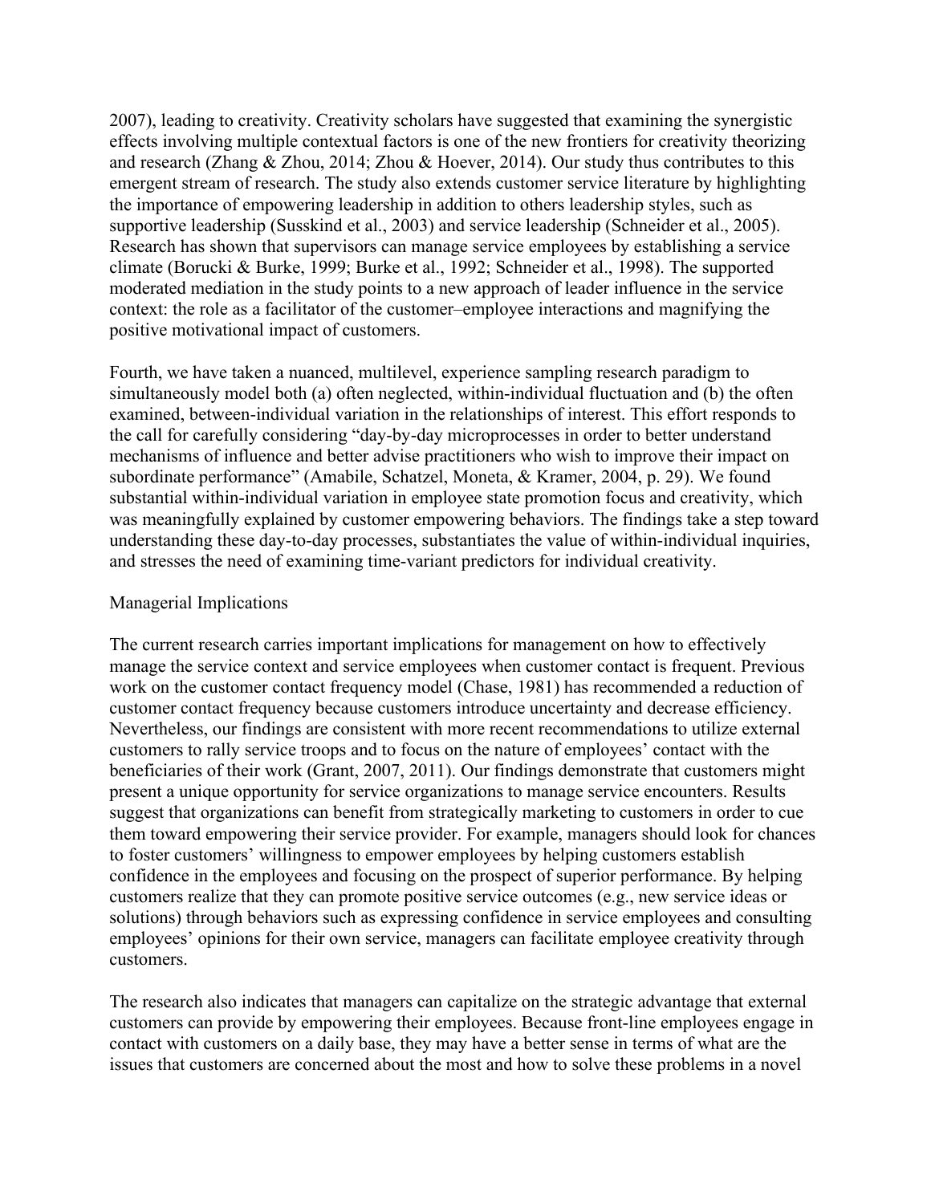2007), leading to creativity. Creativity scholars have suggested that examining the synergistic effects involving multiple contextual factors is one of the new frontiers for creativity theorizing and research (Zhang & Zhou, 2014; Zhou & Hoever, 2014). Our study thus contributes to this emergent stream of research. The study also extends customer service literature by highlighting the importance of empowering leadership in addition to others leadership styles, such as supportive leadership (Susskind et al., 2003) and service leadership (Schneider et al., 2005). Research has shown that supervisors can manage service employees by establishing a service climate (Borucki & Burke, 1999; Burke et al., 1992; Schneider et al., 1998). The supported moderated mediation in the study points to a new approach of leader influence in the service context: the role as a facilitator of the customer–employee interactions and magnifying the positive motivational impact of customers.

Fourth, we have taken a nuanced, multilevel, experience sampling research paradigm to simultaneously model both (a) often neglected, within-individual fluctuation and (b) the often examined, between-individual variation in the relationships of interest. This effort responds to the call for carefully considering "day-by-day microprocesses in order to better understand mechanisms of influence and better advise practitioners who wish to improve their impact on subordinate performance" (Amabile, Schatzel, Moneta, & Kramer, 2004, p. 29). We found substantial within-individual variation in employee state promotion focus and creativity, which was meaningfully explained by customer empowering behaviors. The findings take a step toward understanding these day-to-day processes, substantiates the value of within-individual inquiries, and stresses the need of examining time-variant predictors for individual creativity.

## Managerial Implications

The current research carries important implications for management on how to effectively manage the service context and service employees when customer contact is frequent. Previous work on the customer contact frequency model (Chase, 1981) has recommended a reduction of customer contact frequency because customers introduce uncertainty and decrease efficiency. Nevertheless, our findings are consistent with more recent recommendations to utilize external customers to rally service troops and to focus on the nature of employees' contact with the beneficiaries of their work (Grant, 2007, 2011). Our findings demonstrate that customers might present a unique opportunity for service organizations to manage service encounters. Results suggest that organizations can benefit from strategically marketing to customers in order to cue them toward empowering their service provider. For example, managers should look for chances to foster customers' willingness to empower employees by helping customers establish confidence in the employees and focusing on the prospect of superior performance. By helping customers realize that they can promote positive service outcomes (e.g., new service ideas or solutions) through behaviors such as expressing confidence in service employees and consulting employees' opinions for their own service, managers can facilitate employee creativity through customers.

The research also indicates that managers can capitalize on the strategic advantage that external customers can provide by empowering their employees. Because front-line employees engage in contact with customers on a daily base, they may have a better sense in terms of what are the issues that customers are concerned about the most and how to solve these problems in a novel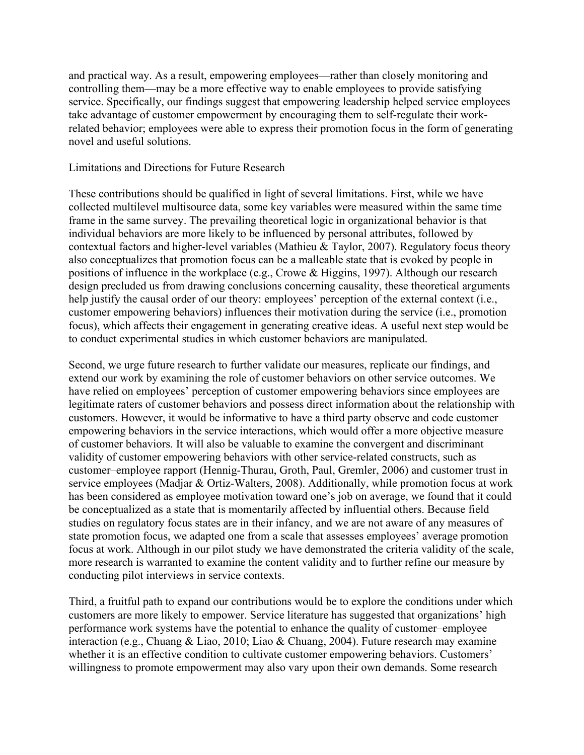and practical way. As a result, empowering employees—rather than closely monitoring and controlling them—may be a more effective way to enable employees to provide satisfying service. Specifically, our findings suggest that empowering leadership helped service employees take advantage of customer empowerment by encouraging them to self-regulate their work-related behavior; employees were able to express their promotion focus in the form of generating novel and useful solutions.

## Limitations and Directions for Future Research

These contributions should be qualified in light of several limitations. First, while we have collected multilevel multisource data, some key variables were measured within the same time frame in the same survey. The prevailing theoretical logic in organizational behavior is that individual behaviors are more likely to be influenced by personal attributes, followed by contextual factors and higher-level variables (Mathieu & Taylor, 2007). Regulatory focus theory also conceptualizes that promotion focus can be a malleable state that is evoked by people in positions of influence in the workplace (e.g., Crowe & Higgins, 1997). Although our research design precluded us from drawing conclusions concerning causality, these theoretical arguments help justify the causal order of our theory: employees' perception of the external context (i.e., customer empowering behaviors) influences their motivation during the service (i.e., promotion focus), which affects their engagement in generating creative ideas. A useful next step would be to conduct experimental studies in which customer behaviors are manipulated.

Second, we urge future research to further validate our measures, replicate our findings, and extend our work by examining the role of customer behaviors on other service outcomes. We have relied on employees' perception of customer empowering behaviors since employees are legitimate raters of customer behaviors and possess direct information about the relationship with customers. However, it would be informative to have a third party observe and code customer empowering behaviors in the service interactions, which would offer a more objective measure of customer behaviors. It will also be valuable to examine the convergent and discriminant validity of customer empowering behaviors with other service-related constructs, such as customer–employee rapport (Hennig-Thurau, Groth, Paul, Gremler, 2006) and customer trust in service employees (Madjar & Ortiz-Walters, 2008). Additionally, while promotion focus at work has been considered as employee motivation toward one's job on average, we found that it could be conceptualized as a state that is momentarily affected by influential others. Because field studies on regulatory focus states are in their infancy, and we are not aware of any measures of state promotion focus, we adapted one from a scale that assesses employees' average promotion focus at work. Although in our pilot study we have demonstrated the criteria validity of the scale, more research is warranted to examine the content validity and to further refine our measure by conducting pilot interviews in service contexts.

Third, a fruitful path to expand our contributions would be to explore the conditions under which customers are more likely to empower. Service literature has suggested that organizations' high performance work systems have the potential to enhance the quality of customer–employee interaction (e.g., Chuang & Liao, 2010; Liao & Chuang, 2004). Future research may examine whether it is an effective condition to cultivate customer empowering behaviors. Customers' willingness to promote empowerment may also vary upon their own demands. Some research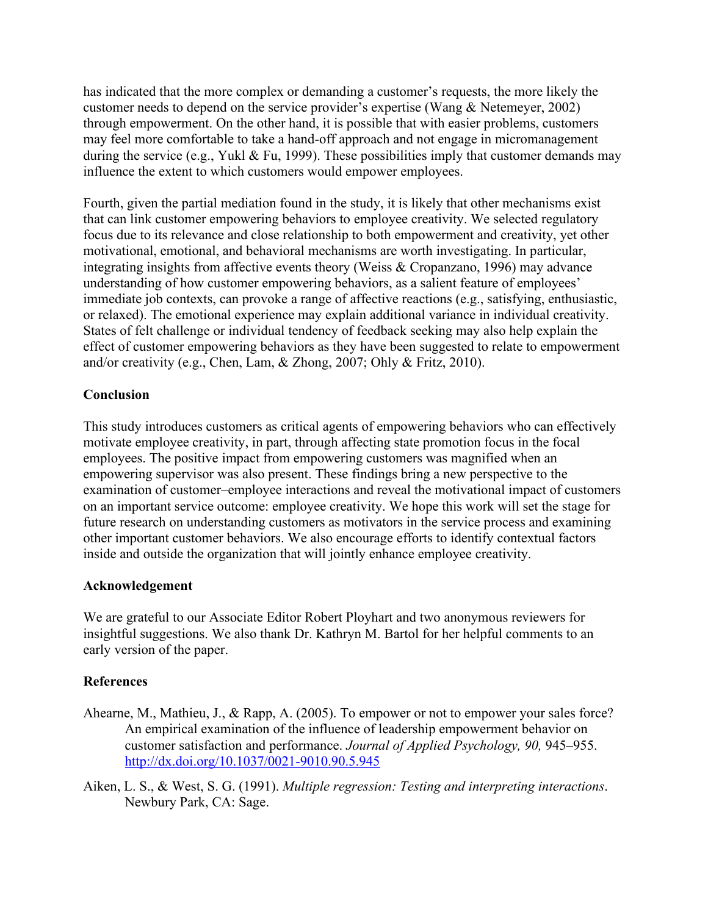has indicated that the more complex or demanding a customer's requests, the more likely the customer needs to depend on the service provider's expertise (Wang & Netemeyer, 2002) through empowerment. On the other hand, it is possible that with easier problems, customers may feel more comfortable to take a hand-off approach and not engage in micromanagement during the service (e.g., Yukl & Fu, 1999). These possibilities imply that customer demands may influence the extent to which customers would empower employees.

Fourth, given the partial mediation found in the study, it is likely that other mechanisms exist that can link customer empowering behaviors to employee creativity. We selected regulatory focus due to its relevance and close relationship to both empowerment and creativity, yet other motivational, emotional, and behavioral mechanisms are worth investigating. In particular, integrating insights from affective events theory (Weiss & Cropanzano, 1996) may advance understanding of how customer empowering behaviors, as a salient feature of employees' immediate job contexts, can provoke a range of affective reactions (e.g., satisfying, enthusiastic, or relaxed). The emotional experience may explain additional variance in individual creativity. States of felt challenge or individual tendency of feedback seeking may also help explain the effect of customer empowering behaviors as they have been suggested to relate to empowerment and/or creativity (e.g., Chen, Lam, & Zhong, 2007; Ohly & Fritz, 2010).

## Conclusion

This study introduces customers as critical agents of empowering behaviors who can effectively motivate employee creativity, in part, through affecting state promotion focus in the focal employees. The positive impact from empowering customers was magnified when an empowering supervisor was also present. These findings bring a new perspective to the examination of customer–employee interactions and reveal the motivational impact of customers on an important service outcome: employee creativity. We hope this work will set the stage for future research on understanding customers as motivators in the service process and examining other important customer behaviors. We also encourage efforts to identify contextual factors inside and outside the organization that will jointly enhance employee creativity.

## Acknowledgement

We are grateful to our Associate Editor Robert Ployhart and two anonymous reviewers for insightful suggestions. We also thank Dr. Kathryn M. Bartol for her helpful comments to an early version of the paper.

## References

Ahearne, M., Mathieu, J., & Rapp, A. (2005). To empower or not to empower your sales force? An empirical examination of the influence of leadership empowerment behavior on customer satisfaction and performance. *Journal of Applied Psychology, 90,* 945–955. http://dx.doi.org/10.1037/0021-9010.90.5.945

Aiken, L. S., & West, S. G. (1991). *Multiple regression: Testing and interpreting interactions*. Newbury Park, CA: Sage.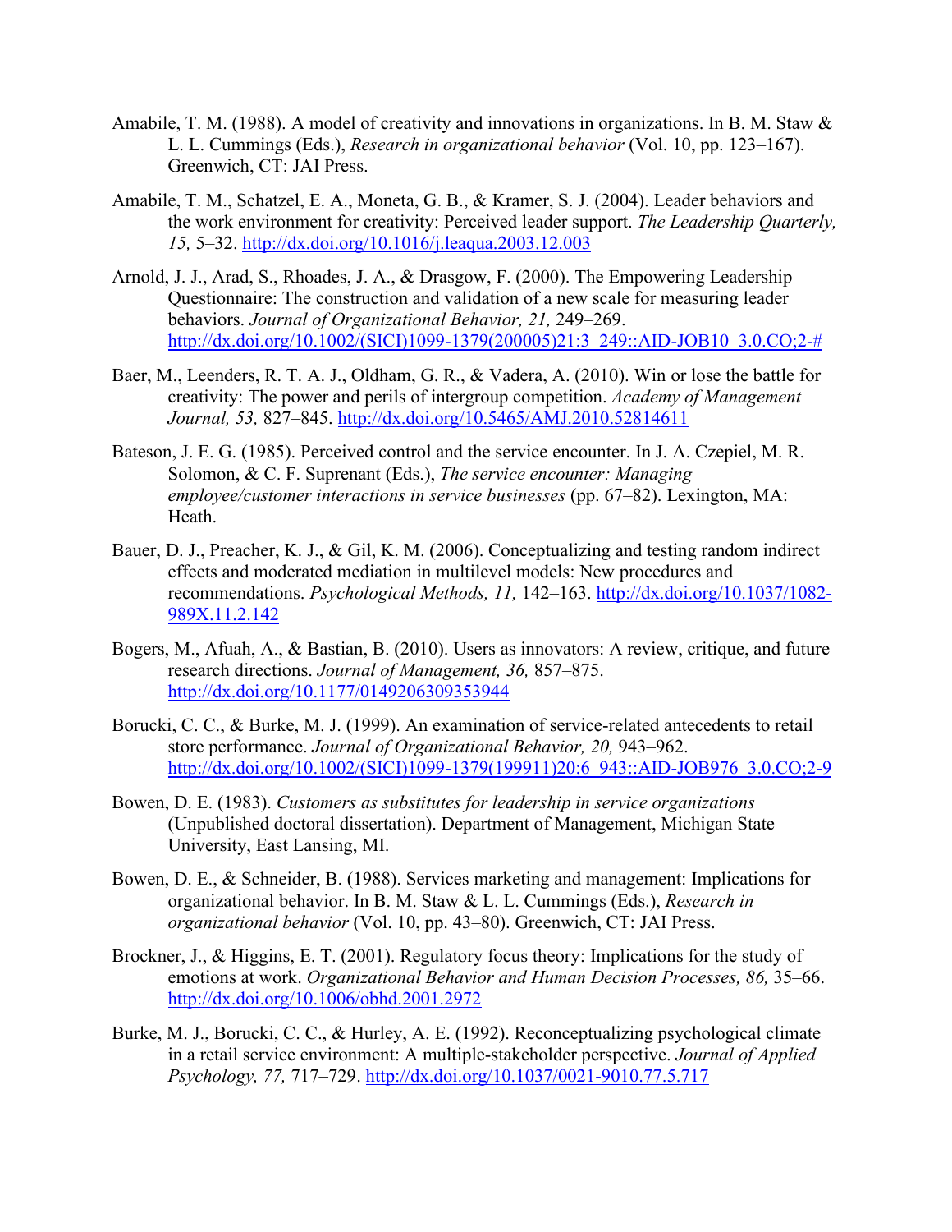Amabile, T. M. (1988). A model of creativity and innovations in organizations. In B. M. Staw & L. L. Cummings (Eds.), *Research in organizational behavior* (Vol. 10, pp. 123–167). Greenwich, CT: JAI Press.

Amabile, T. M., Schatzel, E. A., Moneta, G. B., & Kramer, S. J. (2004). Leader behaviors and the work environment for creativity: Perceived leader support. *The Leadership Quarterly, 15,* 5–32. http://dx.doi.org/10.1016/j.leaqua.2003.12.003

Arnold, J. J., Arad, S., Rhoades, J. A., & Drasgow, F. (2000). The Empowering Leadership Questionnaire: The construction and validation of a new scale for measuring leader behaviors. *Journal of Organizational Behavior, 21,* 249–269. http://dx.doi.org/10.1002/(SICI)1099-1379(200005)21:3_249::AID-JOB10_3.0.CO;2-#

Baer, M., Leenders, R. T. A. J., Oldham, G. R., & Vadera, A. (2010). Win or lose the battle for creativity: The power and perils of intergroup competition. *Academy of Management Journal, 53,* 827–845. http://dx.doi.org/10.5465/AMJ.2010.52814611

Bateson, J. E. G. (1985). Perceived control and the service encounter. In J. A. Czepiel, M. R. Solomon, & C. F. Suprenant (Eds.), *The service encounter: Managing employee/customer interactions in service businesses* (pp. 67–82). Lexington, MA: Heath.

Bauer, D. J., Preacher, K. J., & Gil, K. M. (2006). Conceptualizing and testing random indirect effects and moderated mediation in multilevel models: New procedures and recommendations. *Psychological Methods, 11,* 142–163. http://dx.doi.org/10.1037/1082-989X.11.2.142

Bogers, M., Afuah, A., & Bastian, B. (2010). Users as innovators: A review, critique, and future research directions. *Journal of Management, 36,* 857–875. http://dx.doi.org/10.1177/0149206309353944

Borucki, C. C., & Burke, M. J. (1999). An examination of service-related antecedents to retail store performance. *Journal of Organizational Behavior, 20,* 943–962. http://dx.doi.org/10.1002/(SICI)1099-1379(199911)20:6_943::AID-JOB976_3.0.CO;2-9

Bowen, D. E. (1983). *Customers as substitutes for leadership in service organizations* (Unpublished doctoral dissertation). Department of Management, Michigan State University, East Lansing, MI.

Bowen, D. E., & Schneider, B. (1988). Services marketing and management: Implications for organizational behavior. In B. M. Staw & L. L. Cummings (Eds.), *Research in organizational behavior* (Vol. 10, pp. 43–80). Greenwich, CT: JAI Press.

Brockner, J., & Higgins, E. T. (2001). Regulatory focus theory: Implications for the study of emotions at work. *Organizational Behavior and Human Decision Processes, 86,* 35–66. http://dx.doi.org/10.1006/obhd.2001.2972

Burke, M. J., Borucki, C. C., & Hurley, A. E. (1992). Reconceptualizing psychological climate in a retail service environment: A multiple-stakeholder perspective. *Journal of Applied Psychology, 77,* 717–729. http://dx.doi.org/10.1037/0021-9010.77.5.717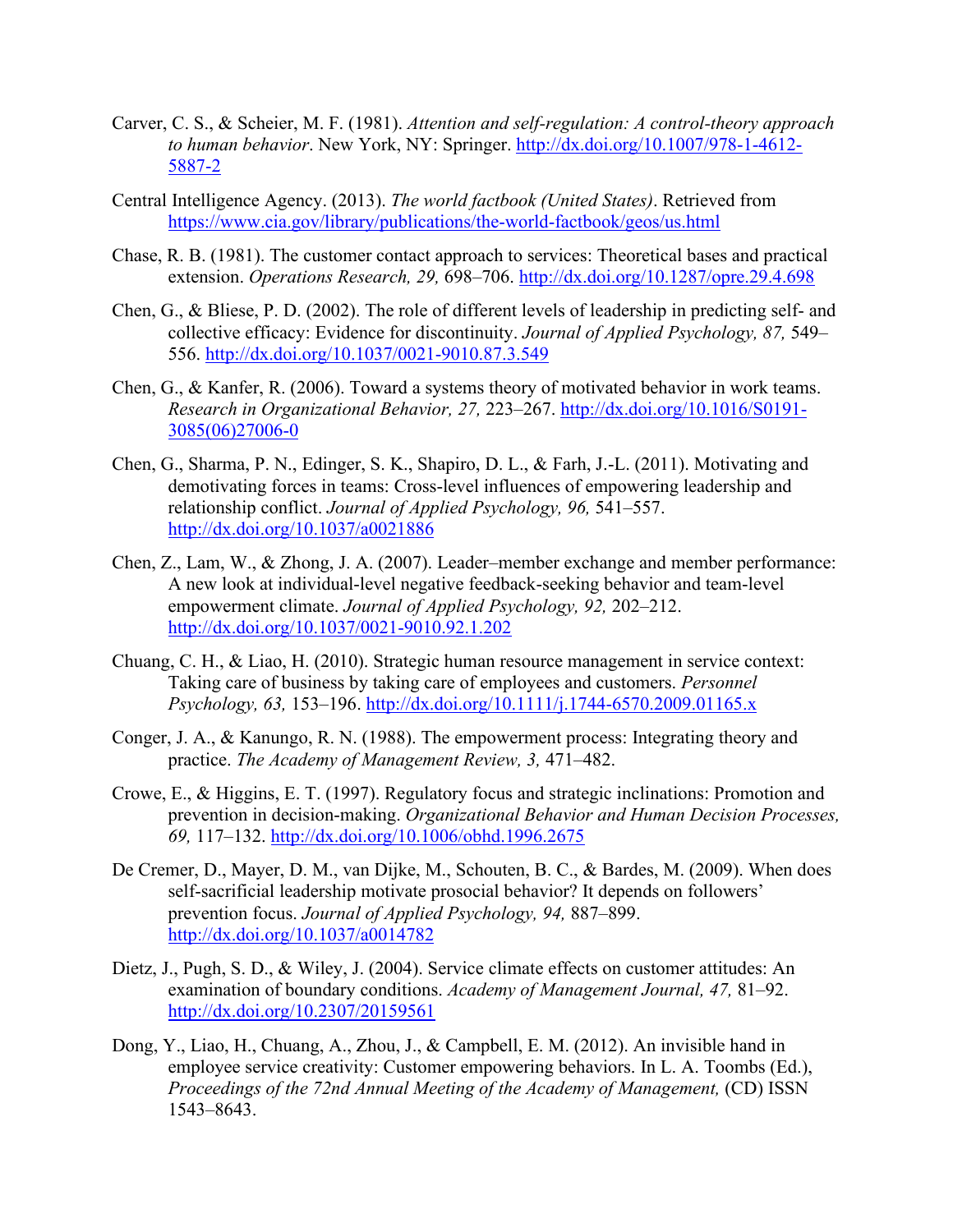Carver, C. S., & Scheier, M. F. (1981). *Attention and self-regulation: A control-theory approach to human behavior*. New York, NY: Springer. http://dx.doi.org/10.1007/978-1-4612-5887-2

Central Intelligence Agency. (2013). *The world factbook (United States)*. Retrieved from https://www.cia.gov/library/publications/the-world-factbook/geos/us.html

Chase, R. B. (1981). The customer contact approach to services: Theoretical bases and practical extension. *Operations Research, 29,* 698–706. http://dx.doi.org/10.1287/opre.29.4.698

Chen, G., & Bliese, P. D. (2002). The role of different levels of leadership in predicting self- and collective efficacy: Evidence for discontinuity. *Journal of Applied Psychology, 87,* 549–556. http://dx.doi.org/10.1037/0021-9010.87.3.549

Chen, G., & Kanfer, R. (2006). Toward a systems theory of motivated behavior in work teams. *Research in Organizational Behavior, 27,* 223–267. http://dx.doi.org/10.1016/S0191-3085(06)27006-0

Chen, G., Sharma, P. N., Edinger, S. K., Shapiro, D. L., & Farh, J.-L. (2011). Motivating and demotivating forces in teams: Cross-level influences of empowering leadership and relationship conflict. *Journal of Applied Psychology, 96,* 541–557. http://dx.doi.org/10.1037/a0021886

Chen, Z., Lam, W., & Zhong, J. A. (2007). Leader–member exchange and member performance: A new look at individual-level negative feedback-seeking behavior and team-level empowerment climate. *Journal of Applied Psychology, 92,* 202–212. http://dx.doi.org/10.1037/0021-9010.92.1.202

Chuang, C. H., & Liao, H. (2010). Strategic human resource management in service context: Taking care of business by taking care of employees and customers. *Personnel Psychology, 63,* 153–196. http://dx.doi.org/10.1111/j.1744-6570.2009.01165.x

Conger, J. A., & Kanungo, R. N. (1988). The empowerment process: Integrating theory and practice. *The Academy of Management Review, 3,* 471–482.

Crowe, E., & Higgins, E. T. (1997). Regulatory focus and strategic inclinations: Promotion and prevention in decision-making. *Organizational Behavior and Human Decision Processes, 69,* 117–132. http://dx.doi.org/10.1006/obhd.1996.2675

De Cremer, D., Mayer, D. M., van Dijke, M., Schouten, B. C., & Bardes, M. (2009). When does self-sacrificial leadership motivate prosocial behavior? It depends on followers' prevention focus. *Journal of Applied Psychology, 94,* 887–899. http://dx.doi.org/10.1037/a0014782

Dietz, J., Pugh, S. D., & Wiley, J. (2004). Service climate effects on customer attitudes: An examination of boundary conditions. *Academy of Management Journal, 47,* 81–92. http://dx.doi.org/10.2307/20159561

Dong, Y., Liao, H., Chuang, A., Zhou, J., & Campbell, E. M. (2012). An invisible hand in employee service creativity: Customer empowering behaviors. In L. A. Toombs (Ed.), *Proceedings of the 72nd Annual Meeting of the Academy of Management,* (CD) ISSN 1543–8643.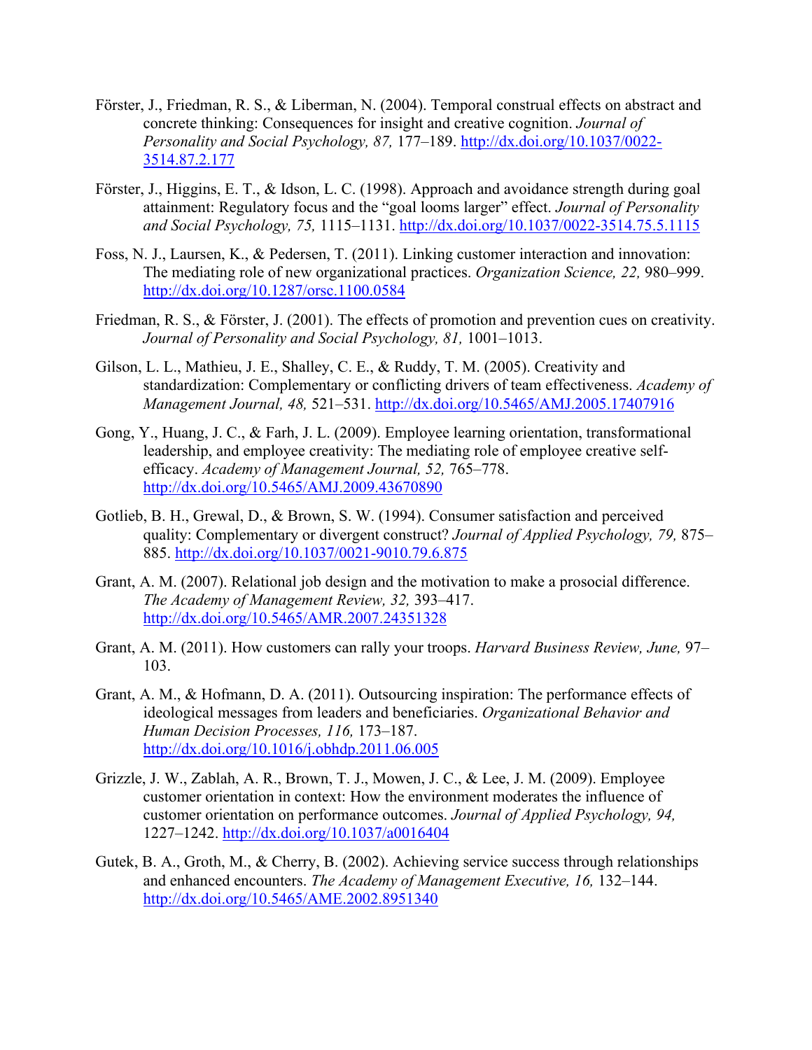Förster, J., Friedman, R. S., & Liberman, N. (2004). Temporal construal effects on abstract and concrete thinking: Consequences for insight and creative cognition. *Journal of Personality and Social Psychology, 87,* 177–189. http://dx.doi.org/10.1037/0022-3514.87.2.177

Förster, J., Higgins, E. T., & Idson, L. C. (1998). Approach and avoidance strength during goal attainment: Regulatory focus and the "goal looms larger" effect. *Journal of Personality and Social Psychology, 75,* 1115–1131. http://dx.doi.org/10.1037/0022-3514.75.5.1115

Foss, N. J., Laursen, K., & Pedersen, T. (2011). Linking customer interaction and innovation: The mediating role of new organizational practices. *Organization Science, 22,* 980–999. http://dx.doi.org/10.1287/orsc.1100.0584

Friedman, R. S., & Förster, J. (2001). The effects of promotion and prevention cues on creativity. *Journal of Personality and Social Psychology, 81,* 1001–1013.

Gilson, L. L., Mathieu, J. E., Shalley, C. E., & Ruddy, T. M. (2005). Creativity and standardization: Complementary or conflicting drivers of team effectiveness. *Academy of Management Journal, 48,* 521–531. http://dx.doi.org/10.5465/AMJ.2005.17407916

Gong, Y., Huang, J. C., & Farh, J. L. (2009). Employee learning orientation, transformational leadership, and employee creativity: The mediating role of employee creative self-efficacy. *Academy of Management Journal, 52,* 765–778. http://dx.doi.org/10.5465/AMJ.2009.43670890

Gotlieb, B. H., Grewal, D., & Brown, S. W. (1994). Consumer satisfaction and perceived quality: Complementary or divergent construct? *Journal of Applied Psychology, 79,* 875–885. http://dx.doi.org/10.1037/0021-9010.79.6.875

Grant, A. M. (2007). Relational job design and the motivation to make a prosocial difference. *The Academy of Management Review, 32,* 393–417. http://dx.doi.org/10.5465/AMR.2007.24351328

Grant, A. M. (2011). How customers can rally your troops. *Harvard Business Review, June,* 97–103.

Grant, A. M., & Hofmann, D. A. (2011). Outsourcing inspiration: The performance effects of ideological messages from leaders and beneficiaries. *Organizational Behavior and Human Decision Processes, 116,* 173–187. http://dx.doi.org/10.1016/j.obhdp.2011.06.005

Grizzle, J. W., Zablah, A. R., Brown, T. J., Mowen, J. C., & Lee, J. M. (2009). Employee customer orientation in context: How the environment moderates the influence of customer orientation on performance outcomes. *Journal of Applied Psychology, 94,* 1227–1242. http://dx.doi.org/10.1037/a0016404

Gutek, B. A., Groth, M., & Cherry, B. (2002). Achieving service success through relationships and enhanced encounters. *The Academy of Management Executive, 16,* 132–144. http://dx.doi.org/10.5465/AME.2002.8951340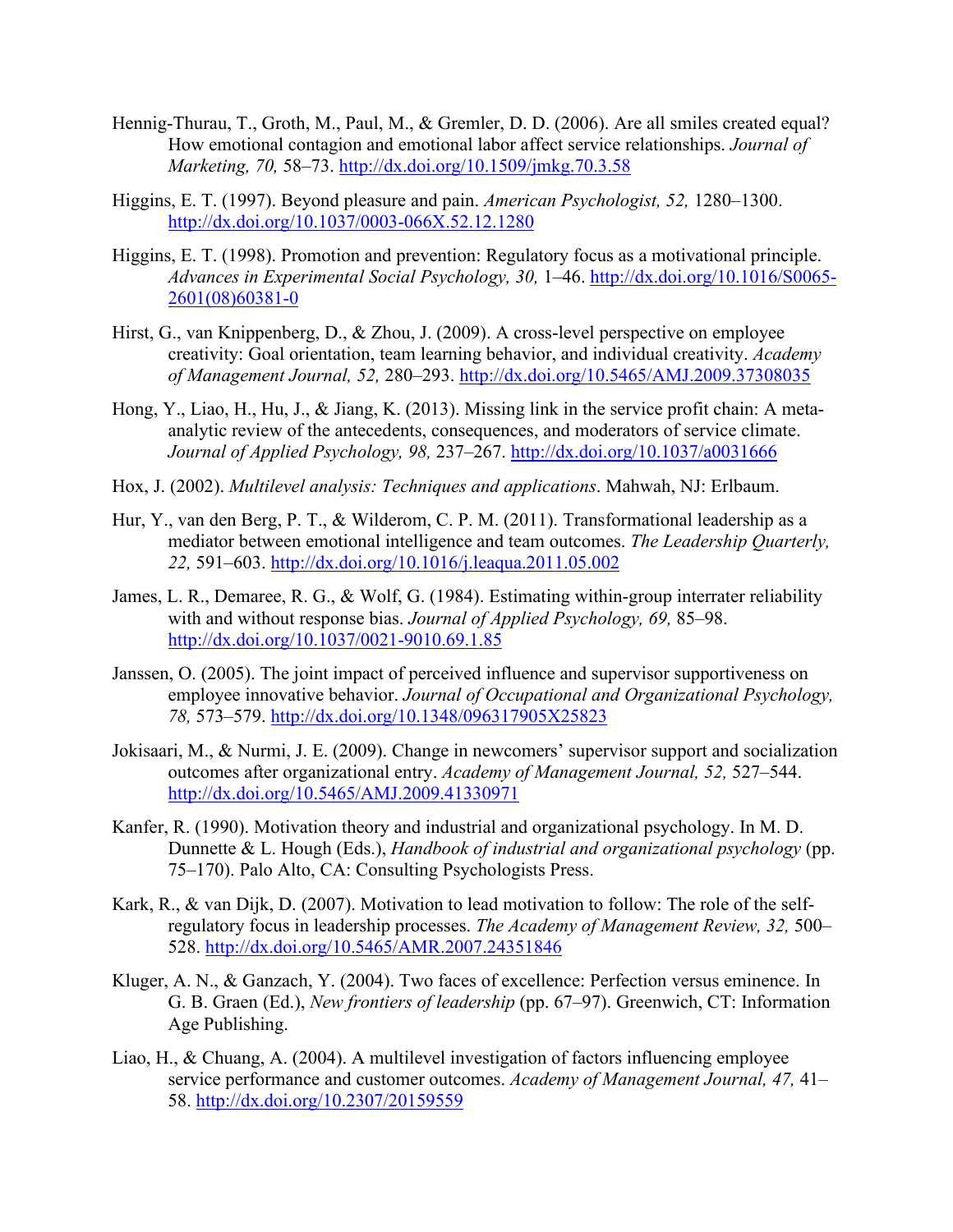Hennig-Thurau, T., Groth, M., Paul, M., & Gremler, D. D. (2006). Are all smiles created equal? How emotional contagion and emotional labor affect service relationships. *Journal of Marketing, 70,* 58–73. http://dx.doi.org/10.1509/jmkg.70.3.58

Higgins, E. T. (1997). Beyond pleasure and pain. *American Psychologist, 52,* 1280–1300. http://dx.doi.org/10.1037/0003-066X.52.12.1280

Higgins, E. T. (1998). Promotion and prevention: Regulatory focus as a motivational principle. *Advances in Experimental Social Psychology, 30,* 1–46. http://dx.doi.org/10.1016/S0065-2601(08)60381-0

Hirst, G., van Knippenberg, D., & Zhou, J. (2009). A cross-level perspective on employee creativity: Goal orientation, team learning behavior, and individual creativity. *Academy of Management Journal, 52,* 280–293. http://dx.doi.org/10.5465/AMJ.2009.37308035

Hong, Y., Liao, H., Hu, J., & Jiang, K. (2013). Missing link in the service profit chain: A meta-analytic review of the antecedents, consequences, and moderators of service climate. *Journal of Applied Psychology, 98,* 237–267. http://dx.doi.org/10.1037/a0031666

Hox, J. (2002). *Multilevel analysis: Techniques and applications*. Mahwah, NJ: Erlbaum.

Hur, Y., van den Berg, P. T., & Wilderom, C. P. M. (2011). Transformational leadership as a mediator between emotional intelligence and team outcomes. *The Leadership Quarterly, 22,* 591–603. http://dx.doi.org/10.1016/j.leaqua.2011.05.002

James, L. R., Demaree, R. G., & Wolf, G. (1984). Estimating within-group interrater reliability with and without response bias. *Journal of Applied Psychology, 69,* 85–98. http://dx.doi.org/10.1037/0021-9010.69.1.85

Janssen, O. (2005). The joint impact of perceived influence and supervisor supportiveness on employee innovative behavior. *Journal of Occupational and Organizational Psychology, 78,* 573–579. http://dx.doi.org/10.1348/096317905X25823

Jokisaari, M., & Nurmi, J. E. (2009). Change in newcomers' supervisor support and socialization outcomes after organizational entry. *Academy of Management Journal, 52,* 527–544. http://dx.doi.org/10.5465/AMJ.2009.41330971

Kanfer, R. (1990). Motivation theory and industrial and organizational psychology. In M. D. Dunnette & L. Hough (Eds.), *Handbook of industrial and organizational psychology* (pp. 75–170). Palo Alto, CA: Consulting Psychologists Press.

Kark, R., & van Dijk, D. (2007). Motivation to lead motivation to follow: The role of the self-regulatory focus in leadership processes. *The Academy of Management Review, 32,* 500–528. http://dx.doi.org/10.5465/AMR.2007.24351846

Kluger, A. N., & Ganzach, Y. (2004). Two faces of excellence: Perfection versus eminence. In G. B. Graen (Ed.), *New frontiers of leadership* (pp. 67–97). Greenwich, CT: Information Age Publishing.

Liao, H., & Chuang, A. (2004). A multilevel investigation of factors influencing employee service performance and customer outcomes. *Academy of Management Journal, 47,* 41–58. http://dx.doi.org/10.2307/20159559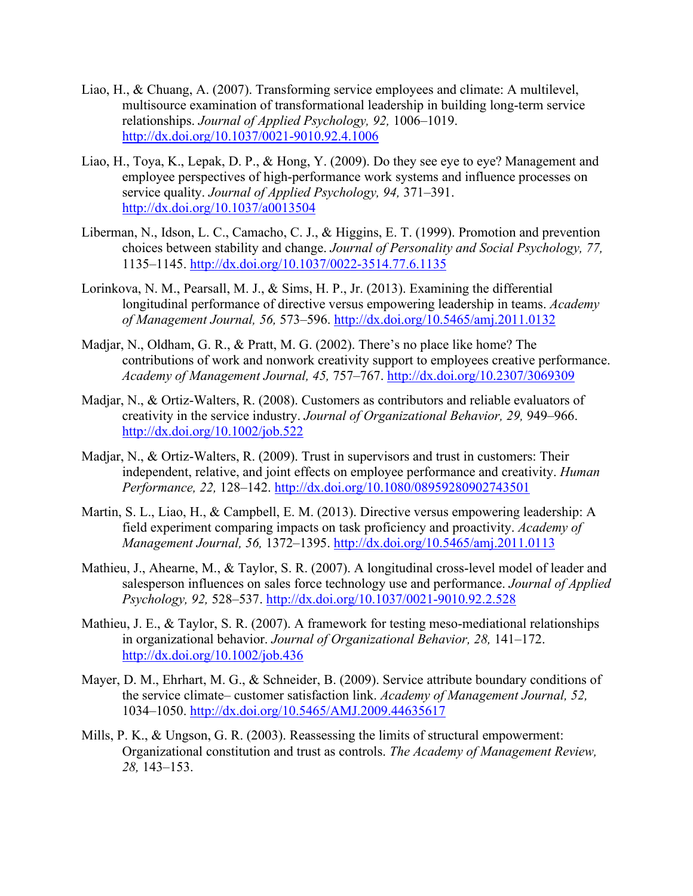Liao, H., & Chuang, A. (2007). Transforming service employees and climate: A multilevel, multisource examination of transformational leadership in building long-term service relationships. *Journal of Applied Psychology, 92,* 1006–1019. http://dx.doi.org/10.1037/0021-9010.92.4.1006

Liao, H., Toya, K., Lepak, D. P., & Hong, Y. (2009). Do they see eye to eye? Management and employee perspectives of high-performance work systems and influence processes on service quality. *Journal of Applied Psychology, 94,* 371–391. http://dx.doi.org/10.1037/a0013504

Liberman, N., Idson, L. C., Camacho, C. J., & Higgins, E. T. (1999). Promotion and prevention choices between stability and change. *Journal of Personality and Social Psychology, 77,* 1135–1145. http://dx.doi.org/10.1037/0022-3514.77.6.1135

Lorinkova, N. M., Pearsall, M. J., & Sims, H. P., Jr. (2013). Examining the differential longitudinal performance of directive versus empowering leadership in teams. *Academy of Management Journal, 56,* 573–596. http://dx.doi.org/10.5465/amj.2011.0132

Madjar, N., Oldham, G. R., & Pratt, M. G. (2002). There's no place like home? The contributions of work and nonwork creativity support to employees creative performance. *Academy of Management Journal, 45,* 757–767. http://dx.doi.org/10.2307/3069309

Madjar, N., & Ortiz-Walters, R. (2008). Customers as contributors and reliable evaluators of creativity in the service industry. *Journal of Organizational Behavior, 29,* 949–966. http://dx.doi.org/10.1002/job.522

Madjar, N., & Ortiz-Walters, R. (2009). Trust in supervisors and trust in customers: Their independent, relative, and joint effects on employee performance and creativity. *Human Performance, 22,* 128–142. http://dx.doi.org/10.1080/08959280902743501

Martin, S. L., Liao, H., & Campbell, E. M. (2013). Directive versus empowering leadership: A field experiment comparing impacts on task proficiency and proactivity. *Academy of Management Journal, 56,* 1372–1395. http://dx.doi.org/10.5465/amj.2011.0113

Mathieu, J., Ahearne, M., & Taylor, S. R. (2007). A longitudinal cross-level model of leader and salesperson influences on sales force technology use and performance. *Journal of Applied Psychology, 92,* 528–537. http://dx.doi.org/10.1037/0021-9010.92.2.528

Mathieu, J. E., & Taylor, S. R. (2007). A framework for testing meso-mediational relationships in organizational behavior. *Journal of Organizational Behavior, 28,* 141–172. http://dx.doi.org/10.1002/job.436

Mayer, D. M., Ehrhart, M. G., & Schneider, B. (2009). Service attribute boundary conditions of the service climate– customer satisfaction link. *Academy of Management Journal, 52,* 1034–1050. http://dx.doi.org/10.5465/AMJ.2009.44635617

Mills, P. K., & Ungson, G. R. (2003). Reassessing the limits of structural empowerment: Organizational constitution and trust as controls. *The Academy of Management Review, 28,* 143–153.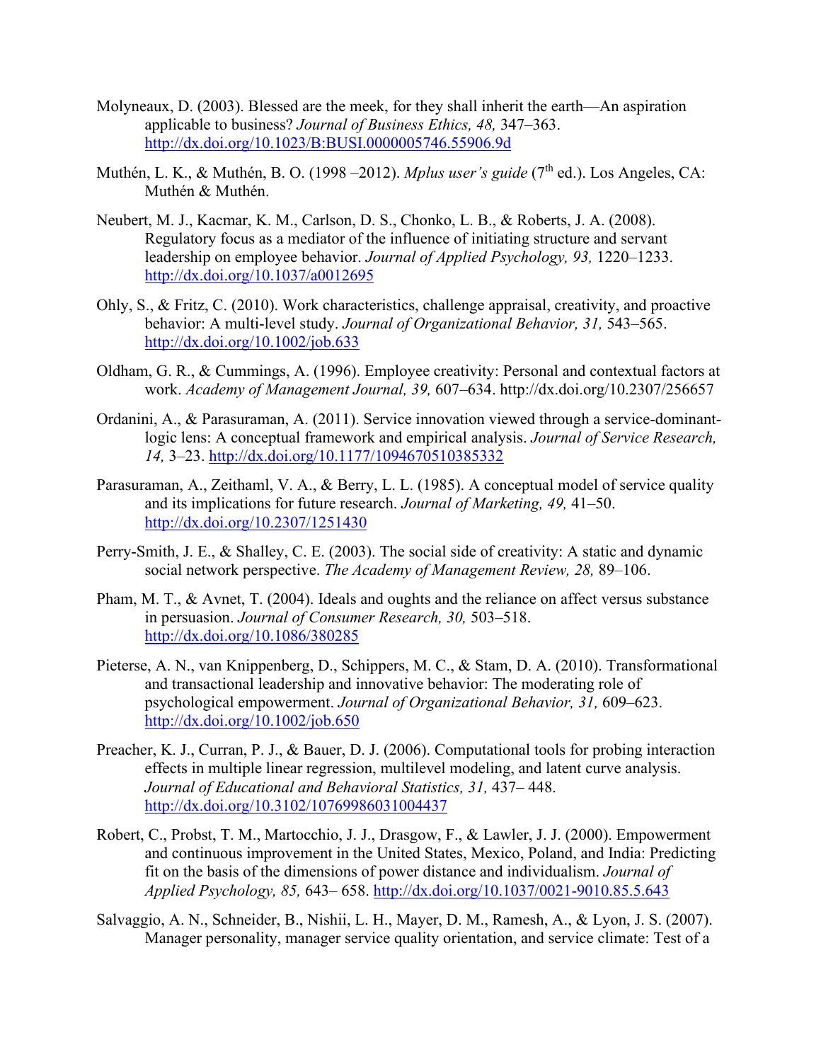Molyneaux, D. (2003). Blessed are the meek, for they shall inherit the earth—An aspiration applicable to business? *Journal of Business Ethics, 48,* 347–363. http://dx.doi.org/10.1023/B:BUSI.0000005746.55906.9d

Muthén, L. K., & Muthén, B. O. (1998 –2012). *Mplus user's guide* (7th ed.). Los Angeles, CA: Muthén & Muthén.

Neubert, M. J., Kacmar, K. M., Carlson, D. S., Chonko, L. B., & Roberts, J. A. (2008). Regulatory focus as a mediator of the influence of initiating structure and servant leadership on employee behavior. *Journal of Applied Psychology, 93,* 1220–1233. http://dx.doi.org/10.1037/a0012695

Ohly, S., & Fritz, C. (2010). Work characteristics, challenge appraisal, creativity, and proactive behavior: A multi-level study. *Journal of Organizational Behavior, 31,* 543–565. http://dx.doi.org/10.1002/job.633

Oldham, G. R., & Cummings, A. (1996). Employee creativity: Personal and contextual factors at work. *Academy of Management Journal, 39,* 607–634. http://dx.doi.org/10.2307/256657

Ordanini, A., & Parasuraman, A. (2011). Service innovation viewed through a service-dominant-logic lens: A conceptual framework and empirical analysis. *Journal of Service Research, 14,* 3–23. http://dx.doi.org/10.1177/1094670510385332

Parasuraman, A., Zeithaml, V. A., & Berry, L. L. (1985). A conceptual model of service quality and its implications for future research. *Journal of Marketing, 49,* 41–50. http://dx.doi.org/10.2307/1251430

Perry-Smith, J. E., & Shalley, C. E. (2003). The social side of creativity: A static and dynamic social network perspective. *The Academy of Management Review, 28,* 89–106.

Pham, M. T., & Avnet, T. (2004). Ideals and oughts and the reliance on affect versus substance in persuasion. *Journal of Consumer Research, 30,* 503–518. http://dx.doi.org/10.1086/380285

Pieterse, A. N., van Knippenberg, D., Schippers, M. C., & Stam, D. A. (2010). Transformational and transactional leadership and innovative behavior: The moderating role of psychological empowerment. *Journal of Organizational Behavior, 31,* 609–623. http://dx.doi.org/10.1002/job.650

Preacher, K. J., Curran, P. J., & Bauer, D. J. (2006). Computational tools for probing interaction effects in multiple linear regression, multilevel modeling, and latent curve analysis. *Journal of Educational and Behavioral Statistics, 31,* 437– 448. http://dx.doi.org/10.3102/10769986031004437

Robert, C., Probst, T. M., Martocchio, J. J., Drasgow, F., & Lawler, J. J. (2000). Empowerment and continuous improvement in the United States, Mexico, Poland, and India: Predicting fit on the basis of the dimensions of power distance and individualism. *Journal of Applied Psychology, 85,* 643– 658. http://dx.doi.org/10.1037/0021-9010.85.5.643

Salvaggio, A. N., Schneider, B., Nishii, L. H., Mayer, D. M., Ramesh, A., & Lyon, J. S. (2007). Manager personality, manager service quality orientation, and service climate: Test of a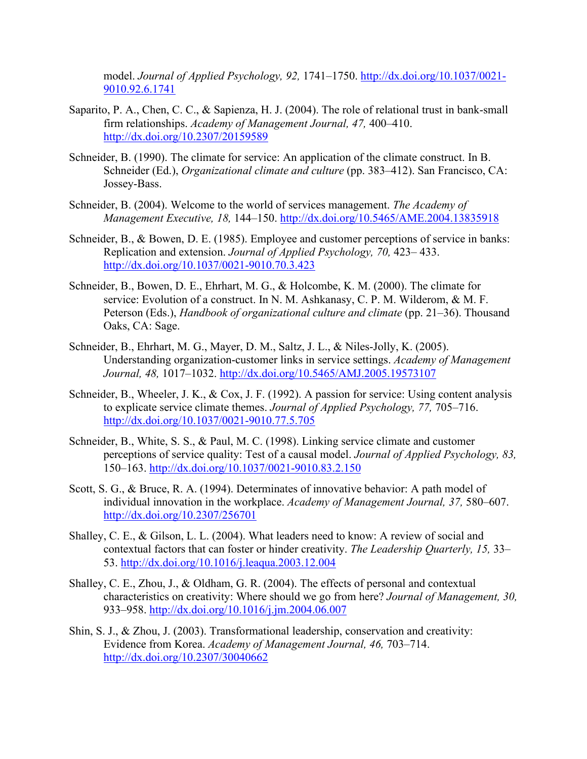model. *Journal of Applied Psychology, 92,* 1741–1750. http://dx.doi.org/10.1037/0021-9010.92.6.1741

Saparito, P. A., Chen, C. C., & Sapienza, H. J. (2004). The role of relational trust in bank-small firm relationships. *Academy of Management Journal, 47,* 400–410. http://dx.doi.org/10.2307/20159589

Schneider, B. (1990). The climate for service: An application of the climate construct. In B. Schneider (Ed.), *Organizational climate and culture* (pp. 383–412). San Francisco, CA: Jossey-Bass.

Schneider, B. (2004). Welcome to the world of services management. *The Academy of Management Executive, 18,* 144–150. http://dx.doi.org/10.5465/AME.2004.13835918

Schneider, B., & Bowen, D. E. (1985). Employee and customer perceptions of service in banks: Replication and extension. *Journal of Applied Psychology, 70,* 423– 433. http://dx.doi.org/10.1037/0021-9010.70.3.423

Schneider, B., Bowen, D. E., Ehrhart, M. G., & Holcombe, K. M. (2000). The climate for service: Evolution of a construct. In N. M. Ashkanasy, C. P. M. Wilderom, & M. F. Peterson (Eds.), *Handbook of organizational culture and climate* (pp. 21–36). Thousand Oaks, CA: Sage.

Schneider, B., Ehrhart, M. G., Mayer, D. M., Saltz, J. L., & Niles-Jolly, K. (2005). Understanding organization-customer links in service settings. *Academy of Management Journal, 48,* 1017–1032. http://dx.doi.org/10.5465/AMJ.2005.19573107

Schneider, B., Wheeler, J. K., & Cox, J. F. (1992). A passion for service: Using content analysis to explicate service climate themes. *Journal of Applied Psychology, 77,* 705–716. http://dx.doi.org/10.1037/0021-9010.77.5.705

Schneider, B., White, S. S., & Paul, M. C. (1998). Linking service climate and customer perceptions of service quality: Test of a causal model. *Journal of Applied Psychology, 83,* 150–163. http://dx.doi.org/10.1037/0021-9010.83.2.150

Scott, S. G., & Bruce, R. A. (1994). Determinates of innovative behavior: A path model of individual innovation in the workplace. *Academy of Management Journal, 37,* 580–607. http://dx.doi.org/10.2307/256701

Shalley, C. E., & Gilson, L. L. (2004). What leaders need to know: A review of social and contextual factors that can foster or hinder creativity. *The Leadership Quarterly, 15,* 33–53. http://dx.doi.org/10.1016/j.leaqua.2003.12.004

Shalley, C. E., Zhou, J., & Oldham, G. R. (2004). The effects of personal and contextual characteristics on creativity: Where should we go from here? *Journal of Management, 30,* 933–958. http://dx.doi.org/10.1016/j.jm.2004.06.007

Shin, S. J., & Zhou, J. (2003). Transformational leadership, conservation and creativity: Evidence from Korea. *Academy of Management Journal, 46,* 703–714. http://dx.doi.org/10.2307/30040662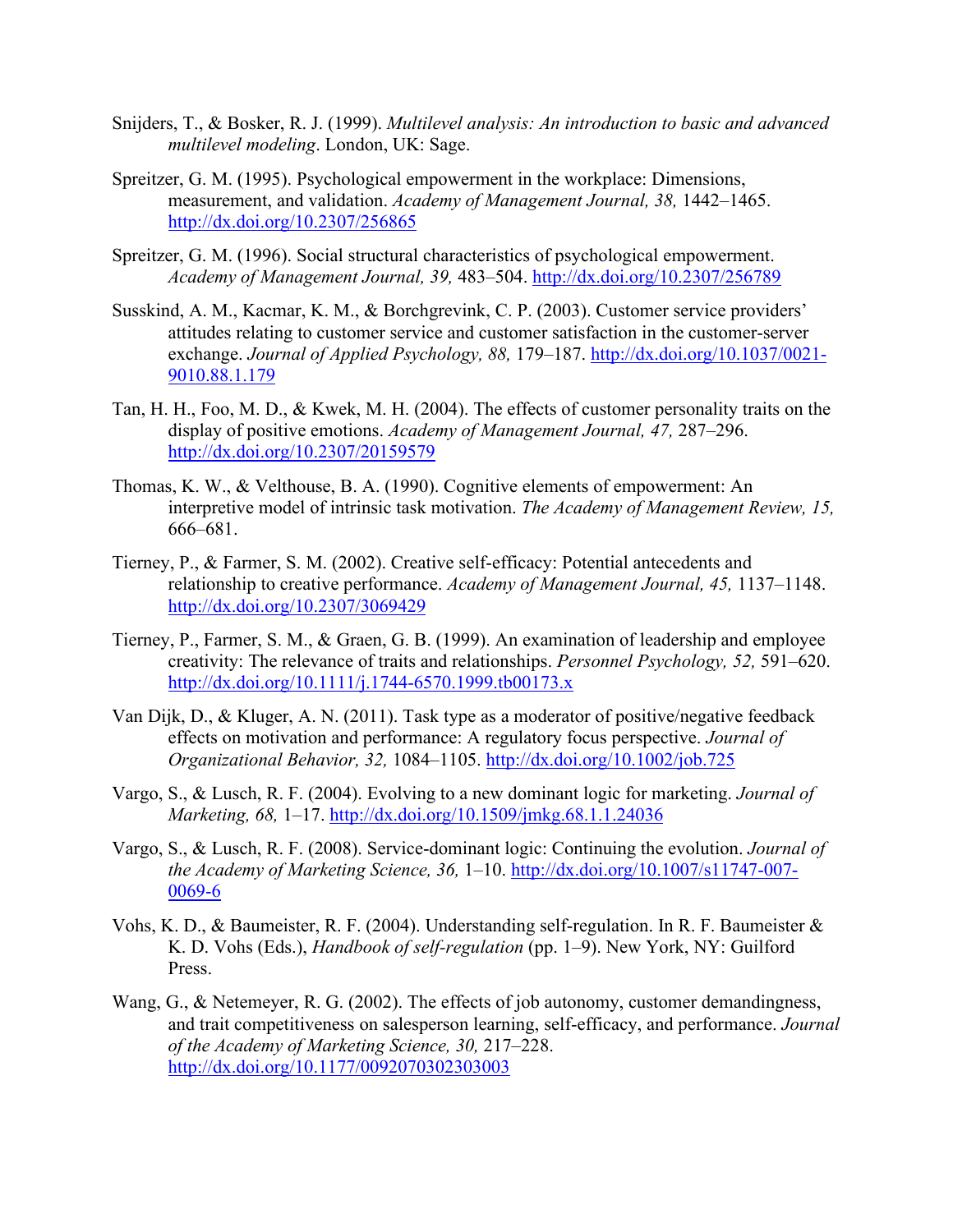Snijders, T., & Bosker, R. J. (1999). *Multilevel analysis: An introduction to basic and advanced multilevel modeling*. London, UK: Sage.

Spreitzer, G. M. (1995). Psychological empowerment in the workplace: Dimensions, measurement, and validation. *Academy of Management Journal, 38,* 1442–1465. http://dx.doi.org/10.2307/256865

Spreitzer, G. M. (1996). Social structural characteristics of psychological empowerment. *Academy of Management Journal, 39,* 483–504. http://dx.doi.org/10.2307/256789

Susskind, A. M., Kacmar, K. M., & Borchgrevink, C. P. (2003). Customer service providers' attitudes relating to customer service and customer satisfaction in the customer-server exchange. *Journal of Applied Psychology, 88,* 179–187. http://dx.doi.org/10.1037/0021-9010.88.1.179

Tan, H. H., Foo, M. D., & Kwek, M. H. (2004). The effects of customer personality traits on the display of positive emotions. *Academy of Management Journal, 47,* 287–296. http://dx.doi.org/10.2307/20159579

Thomas, K. W., & Velthouse, B. A. (1990). Cognitive elements of empowerment: An interpretive model of intrinsic task motivation. *The Academy of Management Review, 15,* 666–681.

Tierney, P., & Farmer, S. M. (2002). Creative self-efficacy: Potential antecedents and relationship to creative performance. *Academy of Management Journal, 45,* 1137–1148. http://dx.doi.org/10.2307/3069429

Tierney, P., Farmer, S. M., & Graen, G. B. (1999). An examination of leadership and employee creativity: The relevance of traits and relationships. *Personnel Psychology, 52,* 591–620. http://dx.doi.org/10.1111/j.1744-6570.1999.tb00173.x

Van Dijk, D., & Kluger, A. N. (2011). Task type as a moderator of positive/negative feedback effects on motivation and performance: A regulatory focus perspective. *Journal of Organizational Behavior, 32,* 1084–1105. http://dx.doi.org/10.1002/job.725

Vargo, S., & Lusch, R. F. (2004). Evolving to a new dominant logic for marketing. *Journal of Marketing, 68,* 1–17. http://dx.doi.org/10.1509/jmkg.68.1.1.24036

Vargo, S., & Lusch, R. F. (2008). Service-dominant logic: Continuing the evolution. *Journal of the Academy of Marketing Science, 36,* 1–10. http://dx.doi.org/10.1007/s11747-007-0069-6

Vohs, K. D., & Baumeister, R. F. (2004). Understanding self-regulation. In R. F. Baumeister & K. D. Vohs (Eds.), *Handbook of self-regulation* (pp. 1–9). New York, NY: Guilford Press.

Wang, G., & Netemeyer, R. G. (2002). The effects of job autonomy, customer demandingness, and trait competitiveness on salesperson learning, self-efficacy, and performance. *Journal of the Academy of Marketing Science, 30,* 217–228. http://dx.doi.org/10.1177/0092070302303003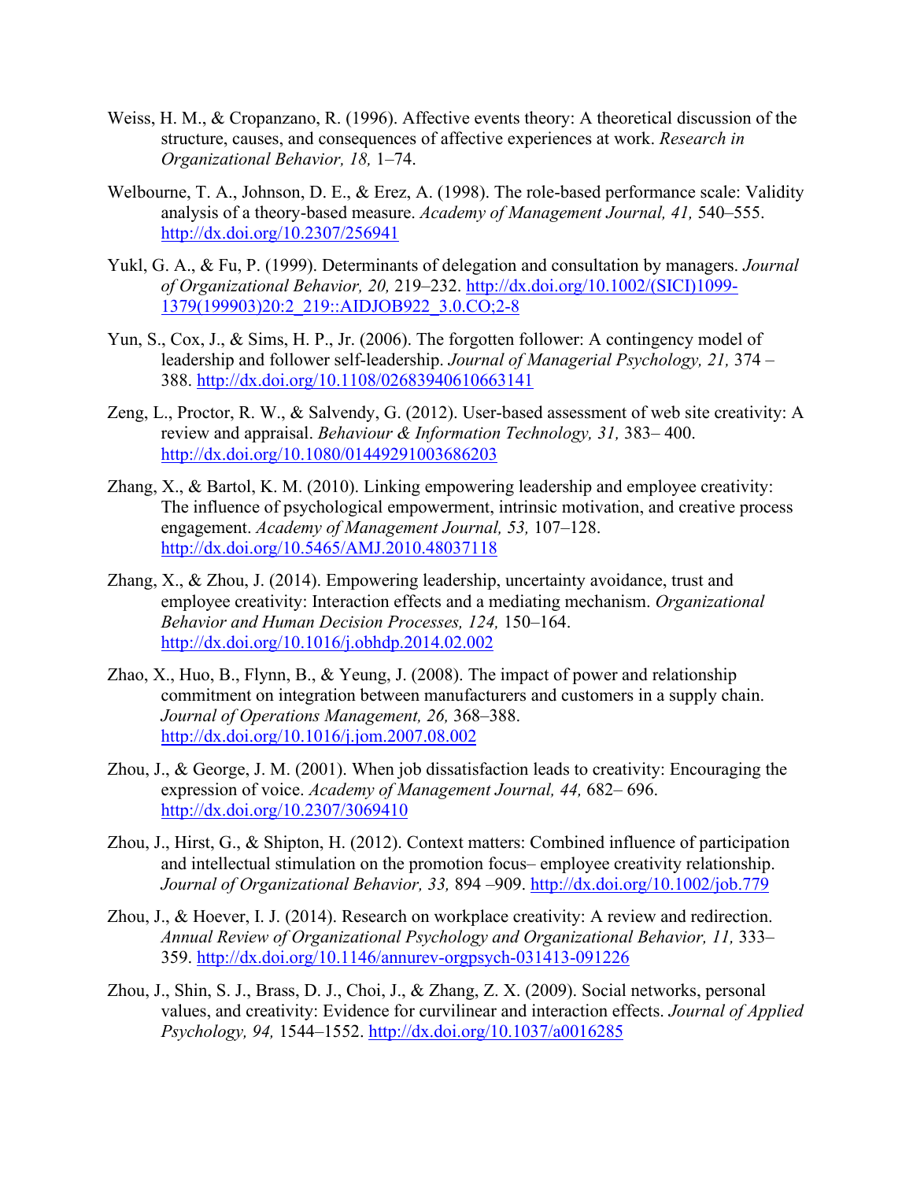Weiss, H. M., & Cropanzano, R. (1996). Affective events theory: A theoretical discussion of the structure, causes, and consequences of affective experiences at work. *Research in Organizational Behavior, 18,* 1–74.

Welbourne, T. A., Johnson, D. E., & Erez, A. (1998). The role-based performance scale: Validity analysis of a theory-based measure. *Academy of Management Journal, 41,* 540–555. http://dx.doi.org/10.2307/256941

Yukl, G. A., & Fu, P. (1999). Determinants of delegation and consultation by managers. *Journal of Organizational Behavior, 20,* 219–232. http://dx.doi.org/10.1002/(SICI)1099-1379(199903)20:2_219::AIDJOB922_3.0.CO;2-8

Yun, S., Cox, J., & Sims, H. P., Jr. (2006). The forgotten follower: A contingency model of leadership and follower self-leadership. *Journal of Managerial Psychology, 21,* 374 – 388. http://dx.doi.org/10.1108/02683940610663141

Zeng, L., Proctor, R. W., & Salvendy, G. (2012). User-based assessment of web site creativity: A review and appraisal. *Behaviour & Information Technology, 31,* 383– 400. http://dx.doi.org/10.1080/01449291003686203

Zhang, X., & Bartol, K. M. (2010). Linking empowering leadership and employee creativity: The influence of psychological empowerment, intrinsic motivation, and creative process engagement. *Academy of Management Journal, 53,* 107–128. http://dx.doi.org/10.5465/AMJ.2010.48037118

Zhang, X., & Zhou, J. (2014). Empowering leadership, uncertainty avoidance, trust and employee creativity: Interaction effects and a mediating mechanism. *Organizational Behavior and Human Decision Processes, 124,* 150–164. http://dx.doi.org/10.1016/j.obhdp.2014.02.002

Zhao, X., Huo, B., Flynn, B., & Yeung, J. (2008). The impact of power and relationship commitment on integration between manufacturers and customers in a supply chain. *Journal of Operations Management, 26,* 368–388. http://dx.doi.org/10.1016/j.jom.2007.08.002

Zhou, J., & George, J. M. (2001). When job dissatisfaction leads to creativity: Encouraging the expression of voice. *Academy of Management Journal, 44,* 682– 696. http://dx.doi.org/10.2307/3069410

Zhou, J., Hirst, G., & Shipton, H. (2012). Context matters: Combined influence of participation and intellectual stimulation on the promotion focus– employee creativity relationship. *Journal of Organizational Behavior, 33,* 894 –909. http://dx.doi.org/10.1002/job.779

Zhou, J., & Hoever, I. J. (2014). Research on workplace creativity: A review and redirection. *Annual Review of Organizational Psychology and Organizational Behavior, 11,* 333–359. http://dx.doi.org/10.1146/annurev-orgpsych-031413-091226

Zhou, J., Shin, S. J., Brass, D. J., Choi, J., & Zhang, Z. X. (2009). Social networks, personal values, and creativity: Evidence for curvilinear and interaction effects. *Journal of Applied Psychology, 94,* 1544–1552. http://dx.doi.org/10.1037/a0016285